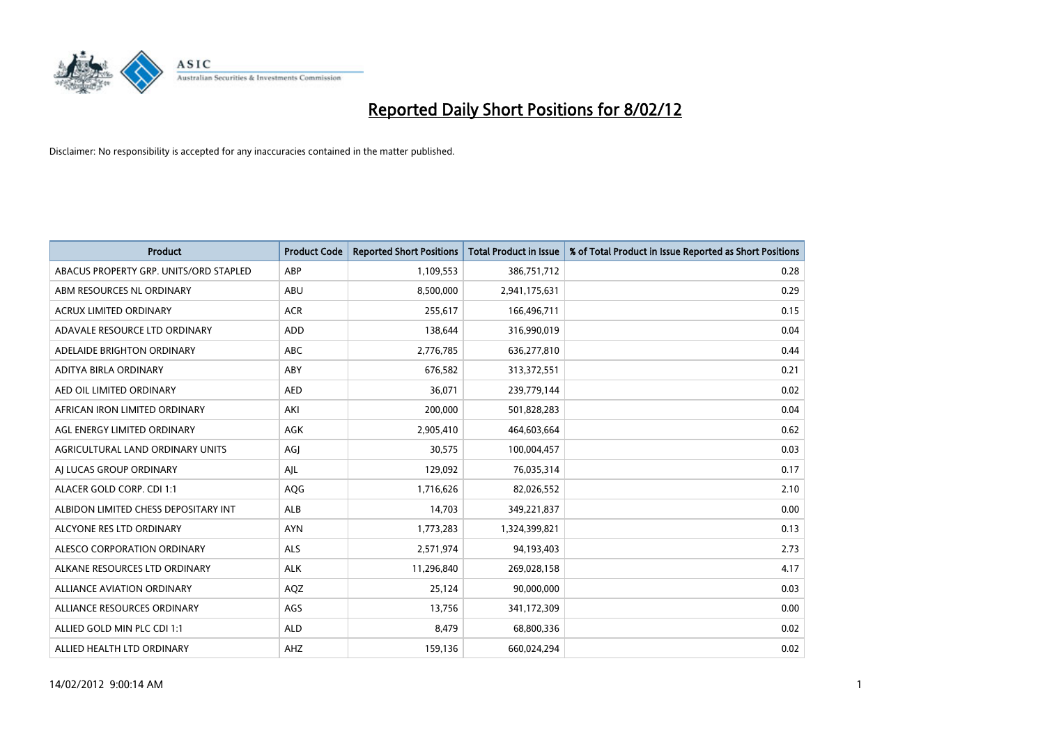# Reported Daily Short Positions for 8/02/12

Disclaimer: No responsibility is accepted for any inaccuracies contained in the matter published.

| Product | Product Code | Reported Short Positions | Total Product in Issue | % of Total Product in Issue Reported as Short Positions |
|---|---|---|---|---|
| ABACUS PROPERTY GRP. UNITS/ORD STAPLED | ABP | 1,109,553 | 386,751,712 | 0.28 |
| ABM RESOURCES NL ORDINARY | ABU | 8,500,000 | 2,941,175,631 | 0.29 |
| ACRUX LIMITED ORDINARY | ACR | 255,617 | 166,496,711 | 0.15 |
| ADAVALE RESOURCE LTD ORDINARY | ADD | 138,644 | 316,990,019 | 0.04 |
| ADELAIDE BRIGHTON ORDINARY | ABC | 2,776,785 | 636,277,810 | 0.44 |
| ADITYA BIRLA ORDINARY | ABY | 676,582 | 313,372,551 | 0.21 |
| AED OIL LIMITED ORDINARY | AED | 36,071 | 239,779,144 | 0.02 |
| AFRICAN IRON LIMITED ORDINARY | AKI | 200,000 | 501,828,283 | 0.04 |
| AGL ENERGY LIMITED ORDINARY | AGK | 2,905,410 | 464,603,664 | 0.62 |
| AGRICULTURAL LAND ORDINARY UNITS | AGJ | 30,575 | 100,004,457 | 0.03 |
| AJ LUCAS GROUP ORDINARY | AJL | 129,092 | 76,035,314 | 0.17 |
| ALACER GOLD CORP. CDI 1:1 | AQG | 1,716,626 | 82,026,552 | 2.10 |
| ALBIDON LIMITED CHESS DEPOSITARY INT | ALB | 14,703 | 349,221,837 | 0.00 |
| ALCYONE RES LTD ORDINARY | AYN | 1,773,283 | 1,324,399,821 | 0.13 |
| ALESCO CORPORATION ORDINARY | ALS | 2,571,974 | 94,193,403 | 2.73 |
| ALKANE RESOURCES LTD ORDINARY | ALK | 11,296,840 | 269,028,158 | 4.17 |
| ALLIANCE AVIATION ORDINARY | AQZ | 25,124 | 90,000,000 | 0.03 |
| ALLIANCE RESOURCES ORDINARY | AGS | 13,756 | 341,172,309 | 0.00 |
| ALLIED GOLD MIN PLC CDI 1:1 | ALD | 8,479 | 68,800,336 | 0.02 |
| ALLIED HEALTH LTD ORDINARY | AHZ | 159,136 | 660,024,294 | 0.02 |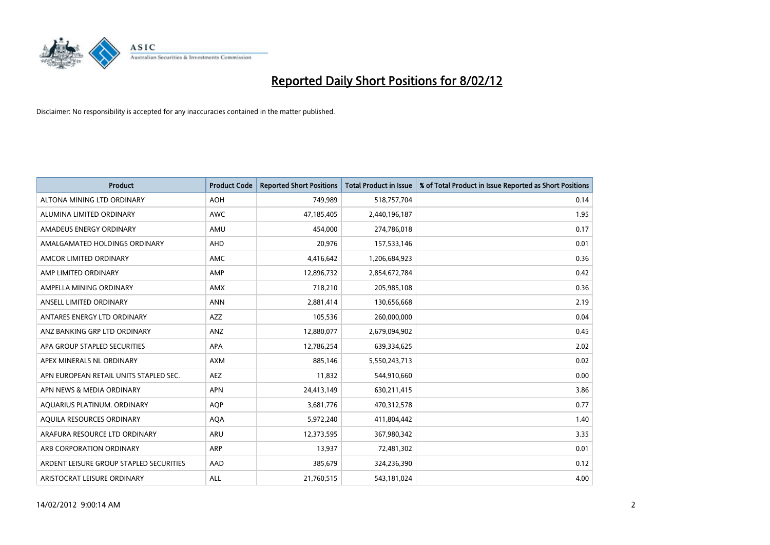# Reported Daily Short Positions for 8/02/12

Disclaimer: No responsibility is accepted for any inaccuracies contained in the matter published.

| Product | Product Code | Reported Short Positions | Total Product in Issue | % of Total Product in Issue Reported as Short Positions |
|---|---|---|---|---|
| ALTONA MINING LTD ORDINARY | AOH | 749,989 | 518,757,704 | 0.14 |
| ALUMINA LIMITED ORDINARY | AWC | 47,185,405 | 2,440,196,187 | 1.95 |
| AMADEUS ENERGY ORDINARY | AMU | 454,000 | 274,786,018 | 0.17 |
| AMALGAMATED HOLDINGS ORDINARY | AHD | 20,976 | 157,533,146 | 0.01 |
| AMCOR LIMITED ORDINARY | AMC | 4,416,642 | 1,206,684,923 | 0.36 |
| AMP LIMITED ORDINARY | AMP | 12,896,732 | 2,854,672,784 | 0.42 |
| AMPELLA MINING ORDINARY | AMX | 718,210 | 205,985,108 | 0.36 |
| ANSELL LIMITED ORDINARY | ANN | 2,881,414 | 130,656,668 | 2.19 |
| ANTARES ENERGY LTD ORDINARY | AZZ | 105,536 | 260,000,000 | 0.04 |
| ANZ BANKING GRP LTD ORDINARY | ANZ | 12,880,077 | 2,679,094,902 | 0.45 |
| APA GROUP STAPLED SECURITIES | APA | 12,786,254 | 639,334,625 | 2.02 |
| APEX MINERALS NL ORDINARY | AXM | 885,146 | 5,550,243,713 | 0.02 |
| APN EUROPEAN RETAIL UNITS STAPLED SEC. | AEZ | 11,832 | 544,910,660 | 0.00 |
| APN NEWS & MEDIA ORDINARY | APN | 24,413,149 | 630,211,415 | 3.86 |
| AQUARIUS PLATINUM. ORDINARY | AQP | 3,681,776 | 470,312,578 | 0.77 |
| AQUILA RESOURCES ORDINARY | AQA | 5,972,240 | 411,804,442 | 1.40 |
| ARAFURA RESOURCE LTD ORDINARY | ARU | 12,373,595 | 367,980,342 | 3.35 |
| ARB CORPORATION ORDINARY | ARP | 13,937 | 72,481,302 | 0.01 |
| ARDENT LEISURE GROUP STAPLED SECURITIES | AAD | 385,679 | 324,236,390 | 0.12 |
| ARISTOCRAT LEISURE ORDINARY | ALL | 21,760,515 | 543,181,024 | 4.00 |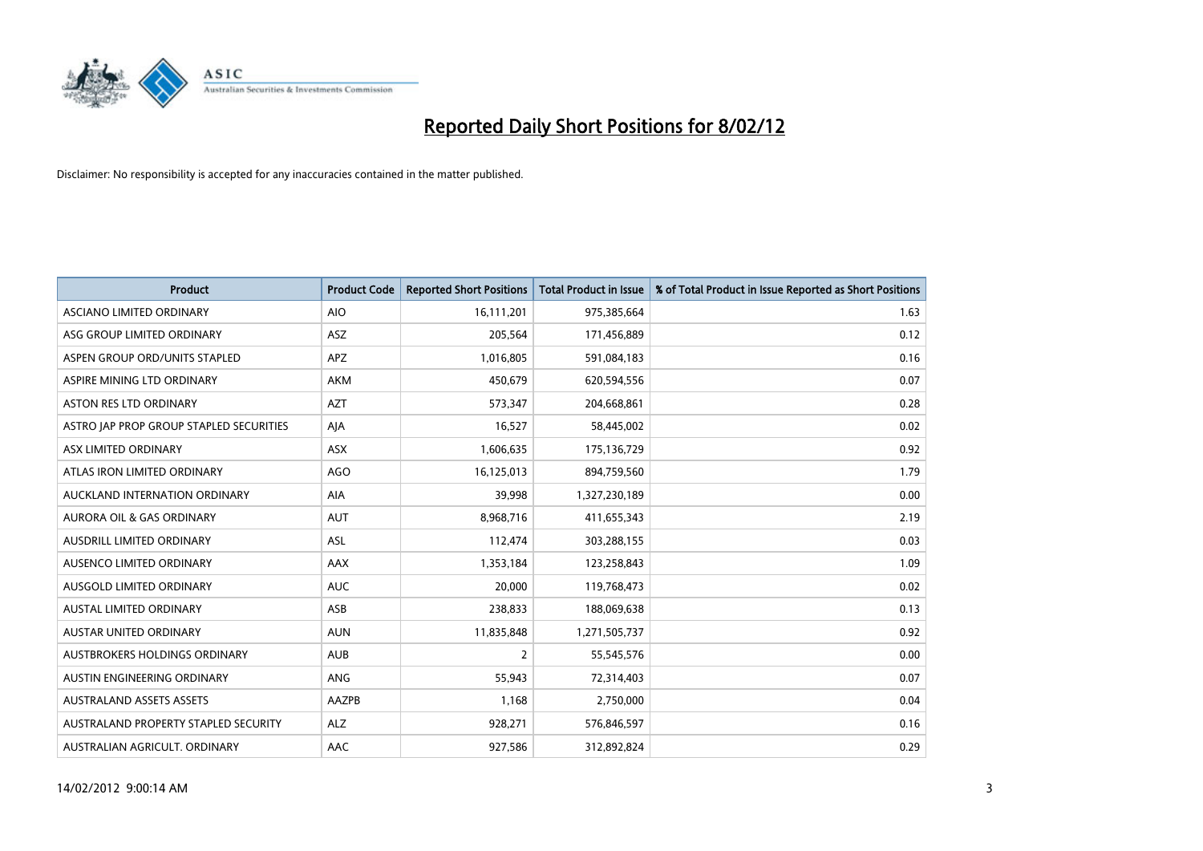# Reported Daily Short Positions for 8/02/12

Disclaimer: No responsibility is accepted for any inaccuracies contained in the matter published.

| Product | Product Code | Reported Short Positions | Total Product in Issue | % of Total Product in Issue Reported as Short Positions |
|---|---|---|---|---|
| ASCIANO LIMITED ORDINARY | AIO | 16,111,201 | 975,385,664 | 1.63 |
| ASG GROUP LIMITED ORDINARY | ASZ | 205,564 | 171,456,889 | 0.12 |
| ASPEN GROUP ORD/UNITS STAPLED | APZ | 1,016,805 | 591,084,183 | 0.16 |
| ASPIRE MINING LTD ORDINARY | AKM | 450,679 | 620,594,556 | 0.07 |
| ASTON RES LTD ORDINARY | AZT | 573,347 | 204,668,861 | 0.28 |
| ASTRO JAP PROP GROUP STAPLED SECURITIES | AJA | 16,527 | 58,445,002 | 0.02 |
| ASX LIMITED ORDINARY | ASX | 1,606,635 | 175,136,729 | 0.92 |
| ATLAS IRON LIMITED ORDINARY | AGO | 16,125,013 | 894,759,560 | 1.79 |
| AUCKLAND INTERNATION ORDINARY | AIA | 39,998 | 1,327,230,189 | 0.00 |
| AURORA OIL & GAS ORDINARY | AUT | 8,968,716 | 411,655,343 | 2.19 |
| AUSDRILL LIMITED ORDINARY | ASL | 112,474 | 303,288,155 | 0.03 |
| AUSENCO LIMITED ORDINARY | AAX | 1,353,184 | 123,258,843 | 1.09 |
| AUSGOLD LIMITED ORDINARY | AUC | 20,000 | 119,768,473 | 0.02 |
| AUSTAL LIMITED ORDINARY | ASB | 238,833 | 188,069,638 | 0.13 |
| AUSTAR UNITED ORDINARY | AUN | 11,835,848 | 1,271,505,737 | 0.92 |
| AUSTBROKERS HOLDINGS ORDINARY | AUB | 2 | 55,545,576 | 0.00 |
| AUSTIN ENGINEERING ORDINARY | ANG | 55,943 | 72,314,403 | 0.07 |
| AUSTRALAND ASSETS ASSETS | AAZPB | 1,168 | 2,750,000 | 0.04 |
| AUSTRALAND PROPERTY STAPLED SECURITY | ALZ | 928,271 | 576,846,597 | 0.16 |
| AUSTRALIAN AGRICULT. ORDINARY | AAC | 927,586 | 312,892,824 | 0.29 |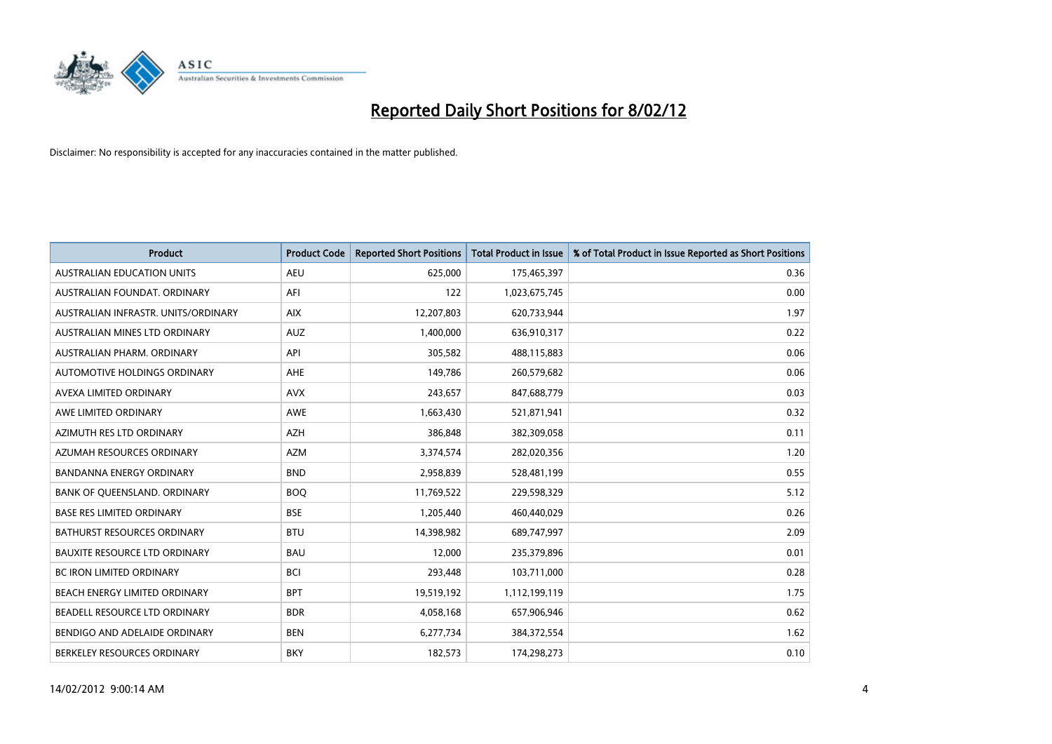# Reported Daily Short Positions for 8/02/12

Disclaimer: No responsibility is accepted for any inaccuracies contained in the matter published.

| Product | Product Code | Reported Short Positions | Total Product in Issue | % of Total Product in Issue Reported as Short Positions |
|---|---|---|---|---|
| AUSTRALIAN EDUCATION UNITS | AEU | 625,000 | 175,465,397 | 0.36 |
| AUSTRALIAN FOUNDAT. ORDINARY | AFI | 122 | 1,023,675,745 | 0.00 |
| AUSTRALIAN INFRASTR. UNITS/ORDINARY | AIX | 12,207,803 | 620,733,944 | 1.97 |
| AUSTRALIAN MINES LTD ORDINARY | AUZ | 1,400,000 | 636,910,317 | 0.22 |
| AUSTRALIAN PHARM. ORDINARY | API | 305,582 | 488,115,883 | 0.06 |
| AUTOMOTIVE HOLDINGS ORDINARY | AHE | 149,786 | 260,579,682 | 0.06 |
| AVEXA LIMITED ORDINARY | AVX | 243,657 | 847,688,779 | 0.03 |
| AWE LIMITED ORDINARY | AWE | 1,663,430 | 521,871,941 | 0.32 |
| AZIMUTH RES LTD ORDINARY | AZH | 386,848 | 382,309,058 | 0.11 |
| AZUMAH RESOURCES ORDINARY | AZM | 3,374,574 | 282,020,356 | 1.20 |
| BANDANNA ENERGY ORDINARY | BND | 2,958,839 | 528,481,199 | 0.55 |
| BANK OF QUEENSLAND. ORDINARY | BOQ | 11,769,522 | 229,598,329 | 5.12 |
| BASE RES LIMITED ORDINARY | BSE | 1,205,440 | 460,440,029 | 0.26 |
| BATHURST RESOURCES ORDINARY | BTU | 14,398,982 | 689,747,997 | 2.09 |
| BAUXITE RESOURCE LTD ORDINARY | BAU | 12,000 | 235,379,896 | 0.01 |
| BC IRON LIMITED ORDINARY | BCI | 293,448 | 103,711,000 | 0.28 |
| BEACH ENERGY LIMITED ORDINARY | BPT | 19,519,192 | 1,112,199,119 | 1.75 |
| BEADELL RESOURCE LTD ORDINARY | BDR | 4,058,168 | 657,906,946 | 0.62 |
| BENDIGO AND ADELAIDE ORDINARY | BEN | 6,277,734 | 384,372,554 | 1.62 |
| BERKELEY RESOURCES ORDINARY | BKY | 182,573 | 174,298,273 | 0.10 |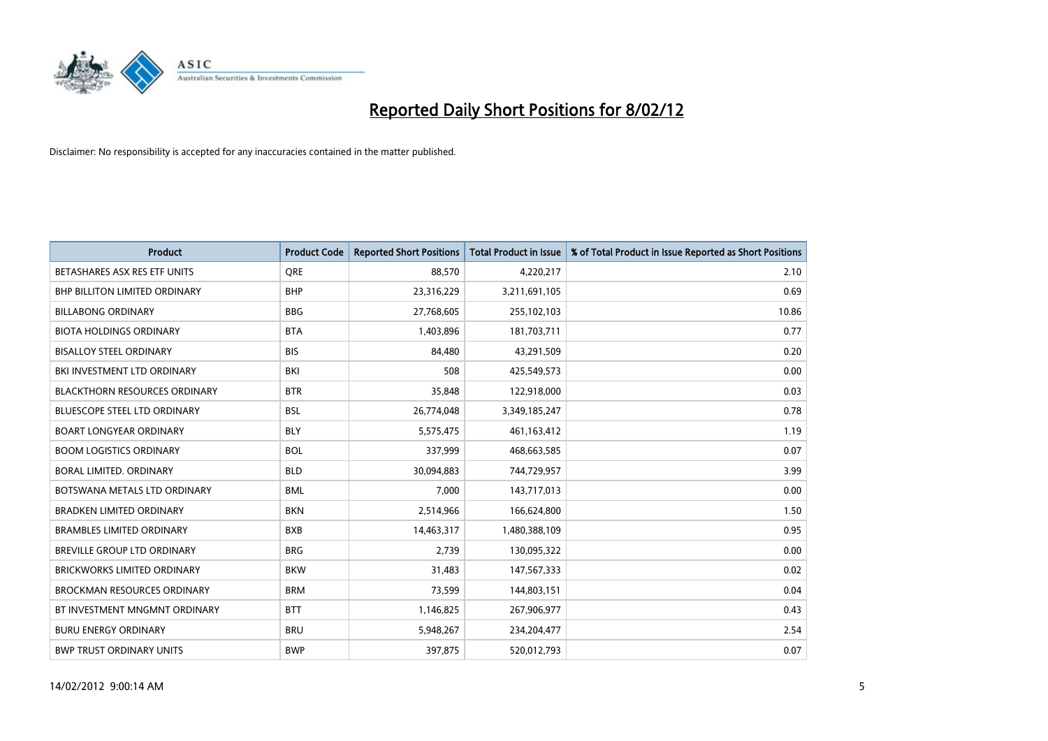# Reported Daily Short Positions for 8/02/12

Disclaimer: No responsibility is accepted for any inaccuracies contained in the matter published.

| Product | Product Code | Reported Short Positions | Total Product in Issue | % of Total Product in Issue Reported as Short Positions |
|---|---|---|---|---|
| BETASHARES ASX RES ETF UNITS | QRE | 88,570 | 4,220,217 | 2.10 |
| BHP BILLITON LIMITED ORDINARY | BHP | 23,316,229 | 3,211,691,105 | 0.69 |
| BILLABONG ORDINARY | BBG | 27,768,605 | 255,102,103 | 10.86 |
| BIOTA HOLDINGS ORDINARY | BTA | 1,403,896 | 181,703,711 | 0.77 |
| BISALLOY STEEL ORDINARY | BIS | 84,480 | 43,291,509 | 0.20 |
| BKI INVESTMENT LTD ORDINARY | BKI | 508 | 425,549,573 | 0.00 |
| BLACKTHORN RESOURCES ORDINARY | BTR | 35,848 | 122,918,000 | 0.03 |
| BLUESCOPE STEEL LTD ORDINARY | BSL | 26,774,048 | 3,349,185,247 | 0.78 |
| BOART LONGYEAR ORDINARY | BLY | 5,575,475 | 461,163,412 | 1.19 |
| BOOM LOGISTICS ORDINARY | BOL | 337,999 | 468,663,585 | 0.07 |
| BORAL LIMITED. ORDINARY | BLD | 30,094,883 | 744,729,957 | 3.99 |
| BOTSWANA METALS LTD ORDINARY | BML | 7,000 | 143,717,013 | 0.00 |
| BRADKEN LIMITED ORDINARY | BKN | 2,514,966 | 166,624,800 | 1.50 |
| BRAMBLES LIMITED ORDINARY | BXB | 14,463,317 | 1,480,388,109 | 0.95 |
| BREVILLE GROUP LTD ORDINARY | BRG | 2,739 | 130,095,322 | 0.00 |
| BRICKWORKS LIMITED ORDINARY | BKW | 31,483 | 147,567,333 | 0.02 |
| BROCKMAN RESOURCES ORDINARY | BRM | 73,599 | 144,803,151 | 0.04 |
| BT INVESTMENT MNGMNT ORDINARY | BTT | 1,146,825 | 267,906,977 | 0.43 |
| BURU ENERGY ORDINARY | BRU | 5,948,267 | 234,204,477 | 2.54 |
| BWP TRUST ORDINARY UNITS | BWP | 397,875 | 520,012,793 | 0.07 |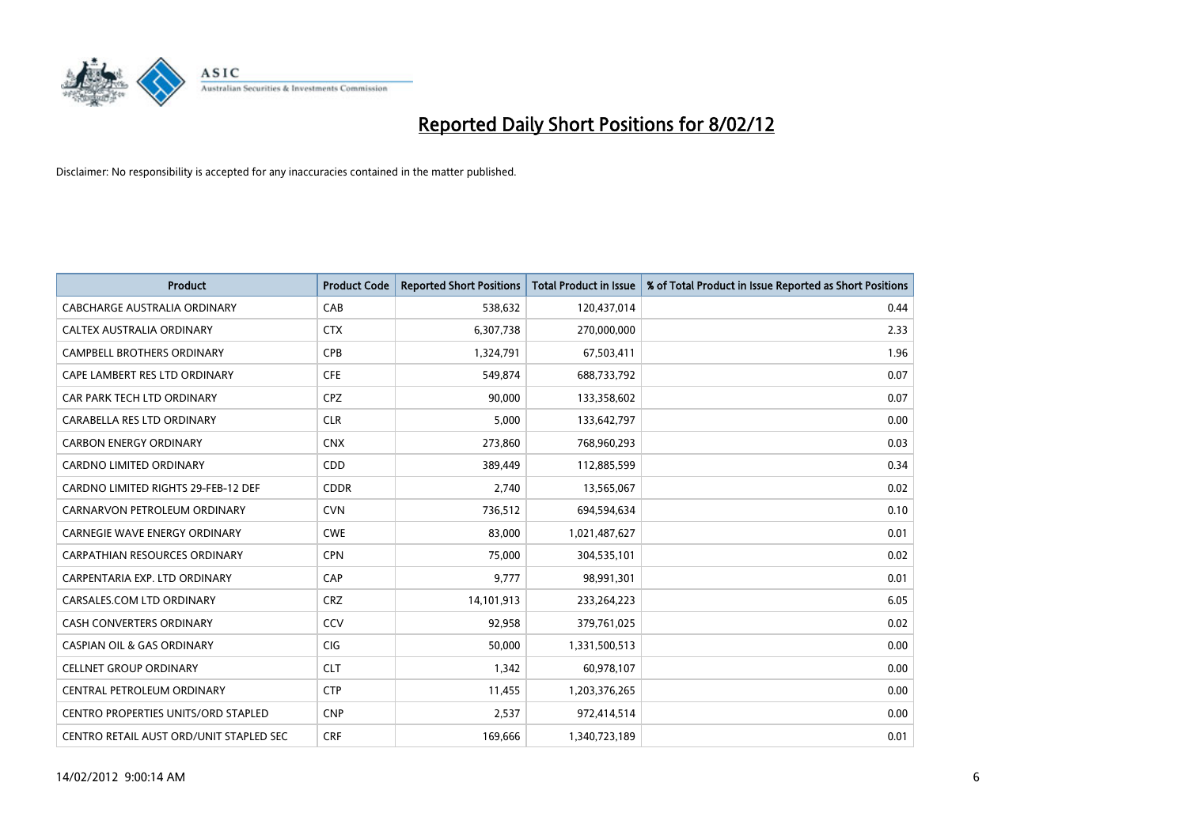# Reported Daily Short Positions for 8/02/12

Disclaimer: No responsibility is accepted for any inaccuracies contained in the matter published.

| Product | Product Code | Reported Short Positions | Total Product in Issue | % of Total Product in Issue Reported as Short Positions |
|---|---|---|---|---|
| CABCHARGE AUSTRALIA ORDINARY | CAB | 538,632 | 120,437,014 | 0.44 |
| CALTEX AUSTRALIA ORDINARY | CTX | 6,307,738 | 270,000,000 | 2.33 |
| CAMPBELL BROTHERS ORDINARY | CPB | 1,324,791 | 67,503,411 | 1.96 |
| CAPE LAMBERT RES LTD ORDINARY | CFE | 549,874 | 688,733,792 | 0.07 |
| CAR PARK TECH LTD ORDINARY | CPZ | 90,000 | 133,358,602 | 0.07 |
| CARABELLA RES LTD ORDINARY | CLR | 5,000 | 133,642,797 | 0.00 |
| CARBON ENERGY ORDINARY | CNX | 273,860 | 768,960,293 | 0.03 |
| CARDNO LIMITED ORDINARY | CDD | 389,449 | 112,885,599 | 0.34 |
| CARDNO LIMITED RIGHTS 29-FEB-12 DEF | CDDR | 2,740 | 13,565,067 | 0.02 |
| CARNARVON PETROLEUM ORDINARY | CVN | 736,512 | 694,594,634 | 0.10 |
| CARNEGIE WAVE ENERGY ORDINARY | CWE | 83,000 | 1,021,487,627 | 0.01 |
| CARPATHIAN RESOURCES ORDINARY | CPN | 75,000 | 304,535,101 | 0.02 |
| CARPENTARIA EXP. LTD ORDINARY | CAP | 9,777 | 98,991,301 | 0.01 |
| CARSALES.COM LTD ORDINARY | CRZ | 14,101,913 | 233,264,223 | 6.05 |
| CASH CONVERTERS ORDINARY | CCV | 92,958 | 379,761,025 | 0.02 |
| CASPIAN OIL & GAS ORDINARY | CIG | 50,000 | 1,331,500,513 | 0.00 |
| CELLNET GROUP ORDINARY | CLT | 1,342 | 60,978,107 | 0.00 |
| CENTRAL PETROLEUM ORDINARY | CTP | 11,455 | 1,203,376,265 | 0.00 |
| CENTRO PROPERTIES UNITS/ORD STAPLED | CNP | 2,537 | 972,414,514 | 0.00 |
| CENTRO RETAIL AUST ORD/UNIT STAPLED SEC | CRF | 169,666 | 1,340,723,189 | 0.01 |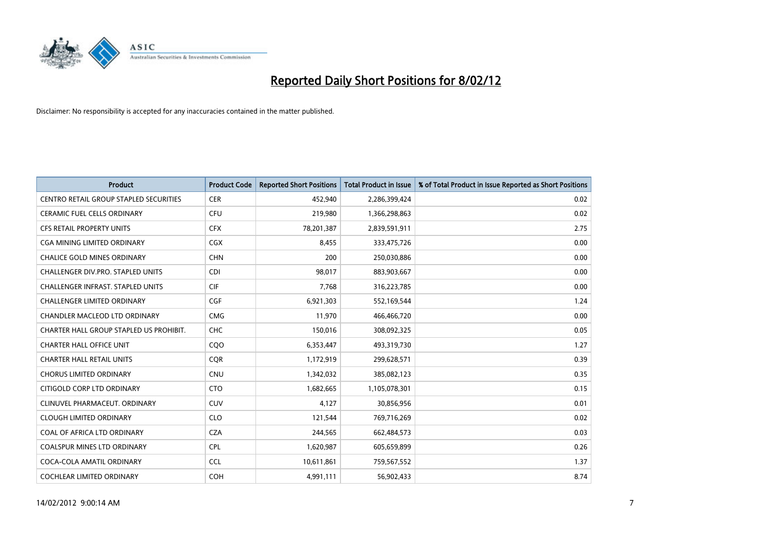# Reported Daily Short Positions for 8/02/12

Disclaimer: No responsibility is accepted for any inaccuracies contained in the matter published.

| Product | Product Code | Reported Short Positions | Total Product in Issue | % of Total Product in Issue Reported as Short Positions |
|---|---|---|---|---|
| CENTRO RETAIL GROUP STAPLED SECURITIES | CER | 452,940 | 2,286,399,424 | 0.02 |
| CERAMIC FUEL CELLS ORDINARY | CFU | 219,980 | 1,366,298,863 | 0.02 |
| CFS RETAIL PROPERTY UNITS | CFX | 78,201,387 | 2,839,591,911 | 2.75 |
| CGA MINING LIMITED ORDINARY | CGX | 8,455 | 333,475,726 | 0.00 |
| CHALICE GOLD MINES ORDINARY | CHN | 200 | 250,030,886 | 0.00 |
| CHALLENGER DIV.PRO. STAPLED UNITS | CDI | 98,017 | 883,903,667 | 0.00 |
| CHALLENGER INFRAST. STAPLED UNITS | CIF | 7,768 | 316,223,785 | 0.00 |
| CHALLENGER LIMITED ORDINARY | CGF | 6,921,303 | 552,169,544 | 1.24 |
| CHANDLER MACLEOD LTD ORDINARY | CMG | 11,970 | 466,466,720 | 0.00 |
| CHARTER HALL GROUP STAPLED US PROHIBIT. | CHC | 150,016 | 308,092,325 | 0.05 |
| CHARTER HALL OFFICE UNIT | CQO | 6,353,447 | 493,319,730 | 1.27 |
| CHARTER HALL RETAIL UNITS | CQR | 1,172,919 | 299,628,571 | 0.39 |
| CHORUS LIMITED ORDINARY | CNU | 1,342,032 | 385,082,123 | 0.35 |
| CITIGOLD CORP LTD ORDINARY | CTO | 1,682,665 | 1,105,078,301 | 0.15 |
| CLINUVEL PHARMACEUT. ORDINARY | CUV | 4,127 | 30,856,956 | 0.01 |
| CLOUGH LIMITED ORDINARY | CLO | 121,544 | 769,716,269 | 0.02 |
| COAL OF AFRICA LTD ORDINARY | CZA | 244,565 | 662,484,573 | 0.03 |
| COALSPUR MINES LTD ORDINARY | CPL | 1,620,987 | 605,659,899 | 0.26 |
| COCA-COLA AMATIL ORDINARY | CCL | 10,611,861 | 759,567,552 | 1.37 |
| COCHLEAR LIMITED ORDINARY | COH | 4,991,111 | 56,902,433 | 8.74 |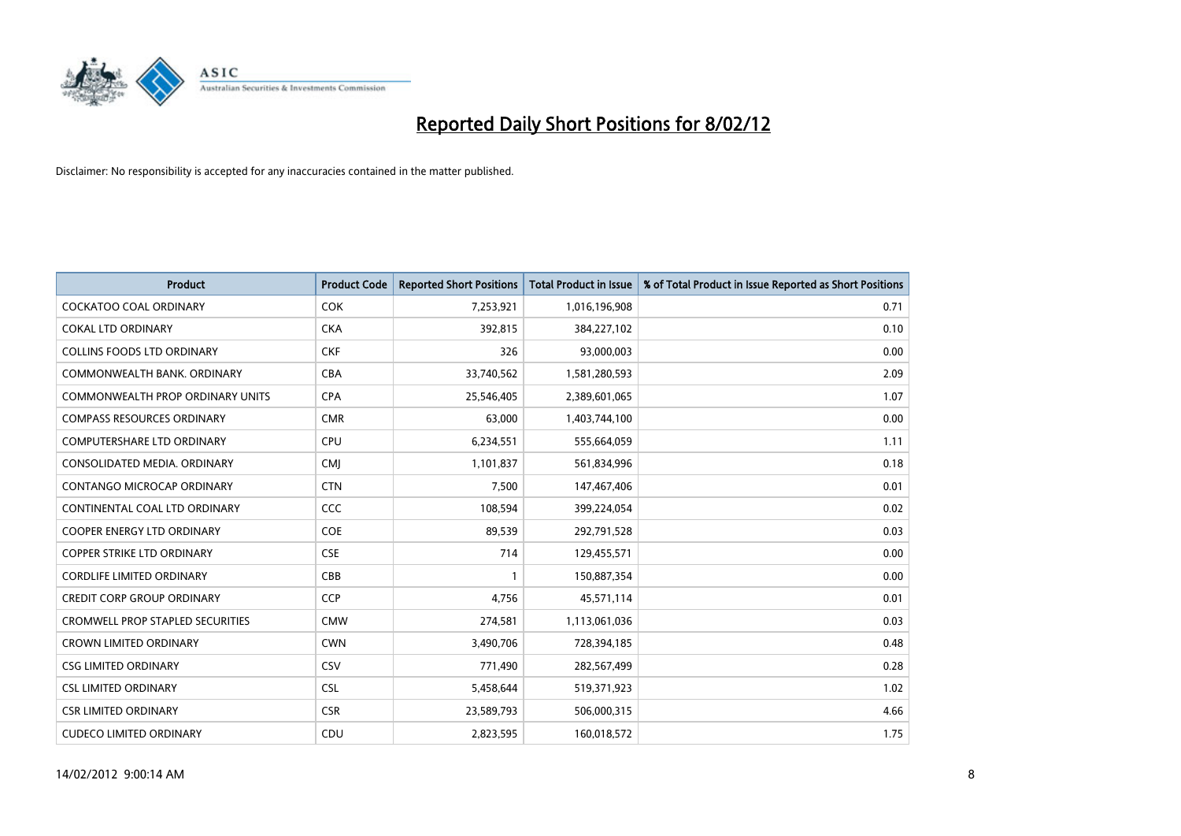# Reported Daily Short Positions for 8/02/12

Disclaimer: No responsibility is accepted for any inaccuracies contained in the matter published.

| Product | Product Code | Reported Short Positions | Total Product in Issue | % of Total Product in Issue Reported as Short Positions |
|---|---|---|---|---|
| COCKATOO COAL ORDINARY | COK | 7,253,921 | 1,016,196,908 | 0.71 |
| COKAL LTD ORDINARY | CKA | 392,815 | 384,227,102 | 0.10 |
| COLLINS FOODS LTD ORDINARY | CKF | 326 | 93,000,003 | 0.00 |
| COMMONWEALTH BANK. ORDINARY | CBA | 33,740,562 | 1,581,280,593 | 2.09 |
| COMMONWEALTH PROP ORDINARY UNITS | CPA | 25,546,405 | 2,389,601,065 | 1.07 |
| COMPASS RESOURCES ORDINARY | CMR | 63,000 | 1,403,744,100 | 0.00 |
| COMPUTERSHARE LTD ORDINARY | CPU | 6,234,551 | 555,664,059 | 1.11 |
| CONSOLIDATED MEDIA. ORDINARY | CMJ | 1,101,837 | 561,834,996 | 0.18 |
| CONTANGO MICROCAP ORDINARY | CTN | 7,500 | 147,467,406 | 0.01 |
| CONTINENTAL COAL LTD ORDINARY | CCC | 108,594 | 399,224,054 | 0.02 |
| COOPER ENERGY LTD ORDINARY | COE | 89,539 | 292,791,528 | 0.03 |
| COPPER STRIKE LTD ORDINARY | CSE | 714 | 129,455,571 | 0.00 |
| CORDLIFE LIMITED ORDINARY | CBB | 1 | 150,887,354 | 0.00 |
| CREDIT CORP GROUP ORDINARY | CCP | 4,756 | 45,571,114 | 0.01 |
| CROMWELL PROP STAPLED SECURITIES | CMW | 274,581 | 1,113,061,036 | 0.03 |
| CROWN LIMITED ORDINARY | CWN | 3,490,706 | 728,394,185 | 0.48 |
| CSG LIMITED ORDINARY | CSV | 771,490 | 282,567,499 | 0.28 |
| CSL LIMITED ORDINARY | CSL | 5,458,644 | 519,371,923 | 1.02 |
| CSR LIMITED ORDINARY | CSR | 23,589,793 | 506,000,315 | 4.66 |
| CUDECO LIMITED ORDINARY | CDU | 2,823,595 | 160,018,572 | 1.75 |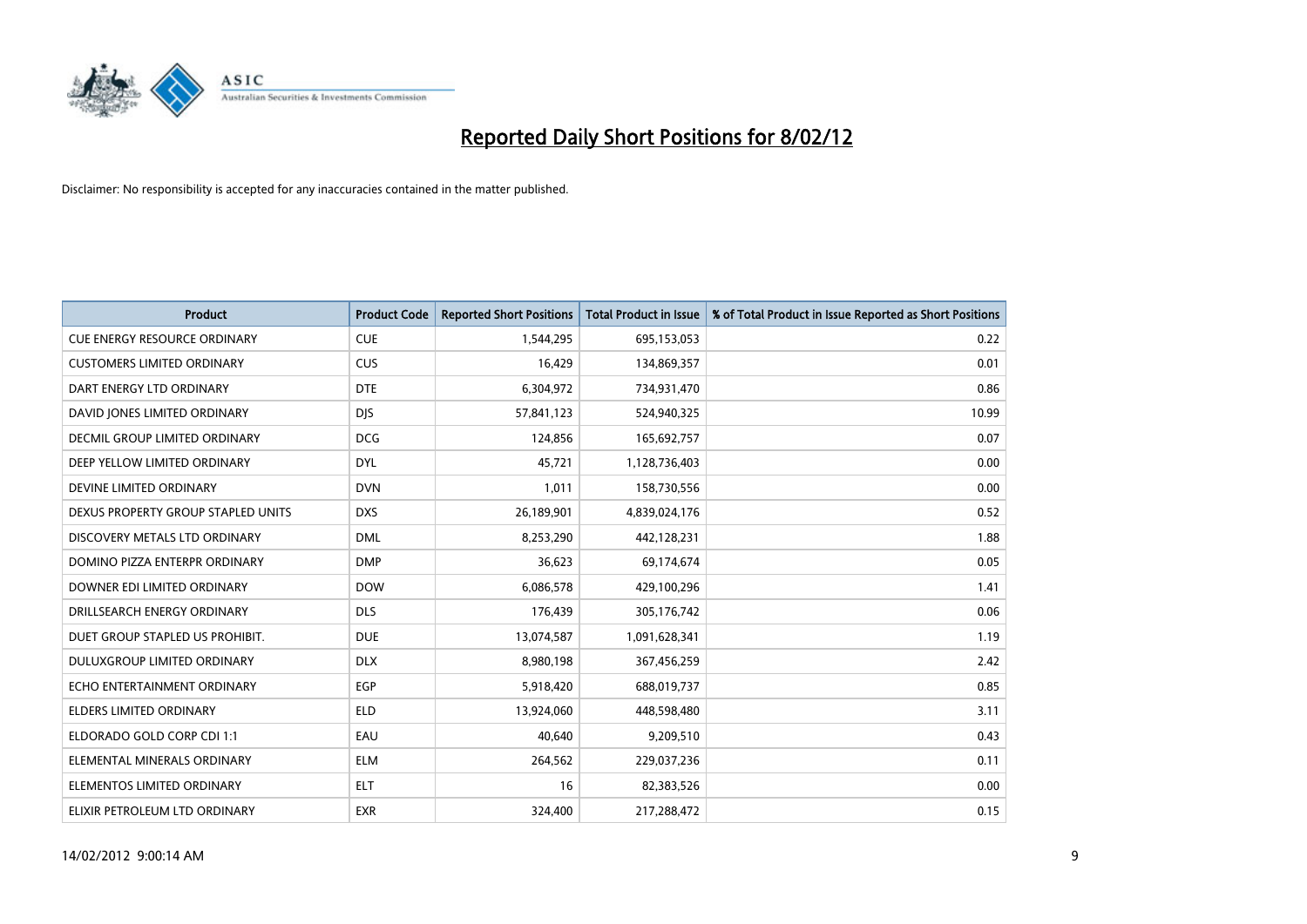# Reported Daily Short Positions for 8/02/12

Disclaimer: No responsibility is accepted for any inaccuracies contained in the matter published.

| Product | Product Code | Reported Short Positions | Total Product in Issue | % of Total Product in Issue Reported as Short Positions |
|---|---|---|---|---|
| CUE ENERGY RESOURCE ORDINARY | CUE | 1,544,295 | 695,153,053 | 0.22 |
| CUSTOMERS LIMITED ORDINARY | CUS | 16,429 | 134,869,357 | 0.01 |
| DART ENERGY LTD ORDINARY | DTE | 6,304,972 | 734,931,470 | 0.86 |
| DAVID JONES LIMITED ORDINARY | DJS | 57,841,123 | 524,940,325 | 10.99 |
| DECMIL GROUP LIMITED ORDINARY | DCG | 124,856 | 165,692,757 | 0.07 |
| DEEP YELLOW LIMITED ORDINARY | DYL | 45,721 | 1,128,736,403 | 0.00 |
| DEVINE LIMITED ORDINARY | DVN | 1,011 | 158,730,556 | 0.00 |
| DEXUS PROPERTY GROUP STAPLED UNITS | DXS | 26,189,901 | 4,839,024,176 | 0.52 |
| DISCOVERY METALS LTD ORDINARY | DML | 8,253,290 | 442,128,231 | 1.88 |
| DOMINO PIZZA ENTERPR ORDINARY | DMP | 36,623 | 69,174,674 | 0.05 |
| DOWNER EDI LIMITED ORDINARY | DOW | 6,086,578 | 429,100,296 | 1.41 |
| DRILLSEARCH ENERGY ORDINARY | DLS | 176,439 | 305,176,742 | 0.06 |
| DUET GROUP STAPLED US PROHIBIT. | DUE | 13,074,587 | 1,091,628,341 | 1.19 |
| DULUXGROUP LIMITED ORDINARY | DLX | 8,980,198 | 367,456,259 | 2.42 |
| ECHO ENTERTAINMENT ORDINARY | EGP | 5,918,420 | 688,019,737 | 0.85 |
| ELDERS LIMITED ORDINARY | ELD | 13,924,060 | 448,598,480 | 3.11 |
| ELDORADO GOLD CORP CDI 1:1 | EAU | 40,640 | 9,209,510 | 0.43 |
| ELEMENTAL MINERALS ORDINARY | ELM | 264,562 | 229,037,236 | 0.11 |
| ELEMENTOS LIMITED ORDINARY | ELT | 16 | 82,383,526 | 0.00 |
| ELIXIR PETROLEUM LTD ORDINARY | EXR | 324,400 | 217,288,472 | 0.15 |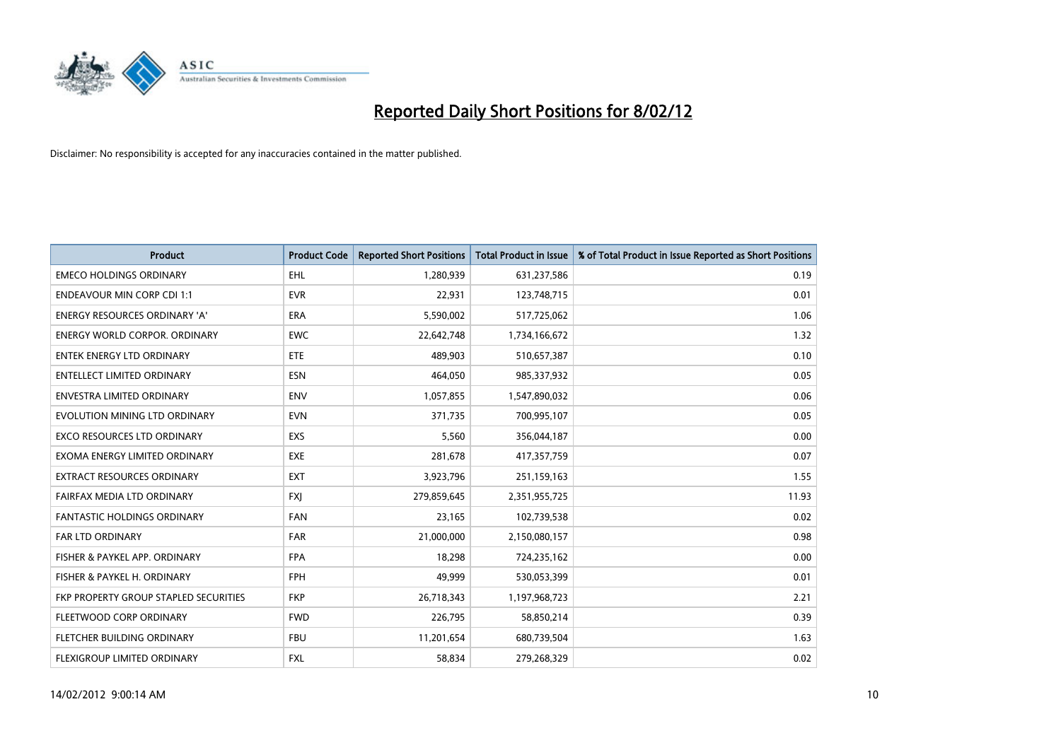# Reported Daily Short Positions for 8/02/12

Disclaimer: No responsibility is accepted for any inaccuracies contained in the matter published.

| Product | Product Code | Reported Short Positions | Total Product in Issue | % of Total Product in Issue Reported as Short Positions |
|---|---|---|---|---|
| EMECO HOLDINGS ORDINARY | EHL | 1,280,939 | 631,237,586 | 0.19 |
| ENDEAVOUR MIN CORP CDI 1:1 | EVR | 22,931 | 123,748,715 | 0.01 |
| ENERGY RESOURCES ORDINARY 'A' | ERA | 5,590,002 | 517,725,062 | 1.06 |
| ENERGY WORLD CORPOR. ORDINARY | EWC | 22,642,748 | 1,734,166,672 | 1.32 |
| ENTEK ENERGY LTD ORDINARY | ETE | 489,903 | 510,657,387 | 0.10 |
| ENTELLECT LIMITED ORDINARY | ESN | 464,050 | 985,337,932 | 0.05 |
| ENVESTRA LIMITED ORDINARY | ENV | 1,057,855 | 1,547,890,032 | 0.06 |
| EVOLUTION MINING LTD ORDINARY | EVN | 371,735 | 700,995,107 | 0.05 |
| EXCO RESOURCES LTD ORDINARY | EXS | 5,560 | 356,044,187 | 0.00 |
| EXOMA ENERGY LIMITED ORDINARY | EXE | 281,678 | 417,357,759 | 0.07 |
| EXTRACT RESOURCES ORDINARY | EXT | 3,923,796 | 251,159,163 | 1.55 |
| FAIRFAX MEDIA LTD ORDINARY | FXJ | 279,859,645 | 2,351,955,725 | 11.93 |
| FANTASTIC HOLDINGS ORDINARY | FAN | 23,165 | 102,739,538 | 0.02 |
| FAR LTD ORDINARY | FAR | 21,000,000 | 2,150,080,157 | 0.98 |
| FISHER & PAYKEL APP. ORDINARY | FPA | 18,298 | 724,235,162 | 0.00 |
| FISHER & PAYKEL H. ORDINARY | FPH | 49,999 | 530,053,399 | 0.01 |
| FKP PROPERTY GROUP STAPLED SECURITIES | FKP | 26,718,343 | 1,197,968,723 | 2.21 |
| FLEETWOOD CORP ORDINARY | FWD | 226,795 | 58,850,214 | 0.39 |
| FLETCHER BUILDING ORDINARY | FBU | 11,201,654 | 680,739,504 | 1.63 |
| FLEXIGROUP LIMITED ORDINARY | FXL | 58,834 | 279,268,329 | 0.02 |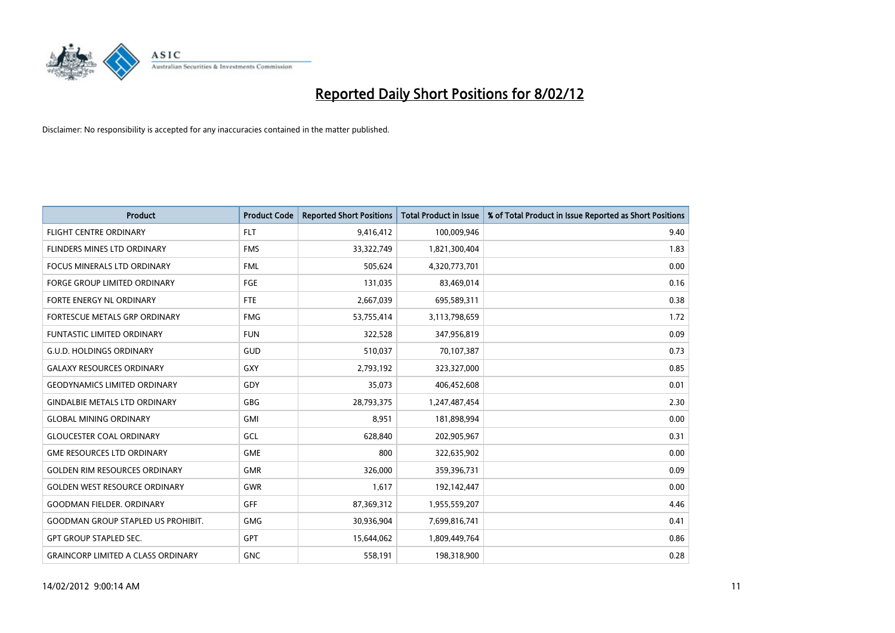# Reported Daily Short Positions for 8/02/12

Disclaimer: No responsibility is accepted for any inaccuracies contained in the matter published.

| Product | Product Code | Reported Short Positions | Total Product in Issue | % of Total Product in Issue Reported as Short Positions |
|---|---|---|---|---|
| FLIGHT CENTRE ORDINARY | FLT | 9,416,412 | 100,009,946 | 9.40 |
| FLINDERS MINES LTD ORDINARY | FMS | 33,322,749 | 1,821,300,404 | 1.83 |
| FOCUS MINERALS LTD ORDINARY | FML | 505,624 | 4,320,773,701 | 0.00 |
| FORGE GROUP LIMITED ORDINARY | FGE | 131,035 | 83,469,014 | 0.16 |
| FORTE ENERGY NL ORDINARY | FTE | 2,667,039 | 695,589,311 | 0.38 |
| FORTESCUE METALS GRP ORDINARY | FMG | 53,755,414 | 3,113,798,659 | 1.72 |
| FUNTASTIC LIMITED ORDINARY | FUN | 322,528 | 347,956,819 | 0.09 |
| G.U.D. HOLDINGS ORDINARY | GUD | 510,037 | 70,107,387 | 0.73 |
| GALAXY RESOURCES ORDINARY | GXY | 2,793,192 | 323,327,000 | 0.85 |
| GEODYNAMICS LIMITED ORDINARY | GDY | 35,073 | 406,452,608 | 0.01 |
| GINDALBIE METALS LTD ORDINARY | GBG | 28,793,375 | 1,247,487,454 | 2.30 |
| GLOBAL MINING ORDINARY | GMI | 8,951 | 181,898,994 | 0.00 |
| GLOUCESTER COAL ORDINARY | GCL | 628,840 | 202,905,967 | 0.31 |
| GME RESOURCES LTD ORDINARY | GME | 800 | 322,635,902 | 0.00 |
| GOLDEN RIM RESOURCES ORDINARY | GMR | 326,000 | 359,396,731 | 0.09 |
| GOLDEN WEST RESOURCE ORDINARY | GWR | 1,617 | 192,142,447 | 0.00 |
| GOODMAN FIELDER. ORDINARY | GFF | 87,369,312 | 1,955,559,207 | 4.46 |
| GOODMAN GROUP STAPLED US PROHIBIT. | GMG | 30,936,904 | 7,699,816,741 | 0.41 |
| GPT GROUP STAPLED SEC. | GPT | 15,644,062 | 1,809,449,764 | 0.86 |
| GRAINCORP LIMITED A CLASS ORDINARY | GNC | 558,191 | 198,318,900 | 0.28 |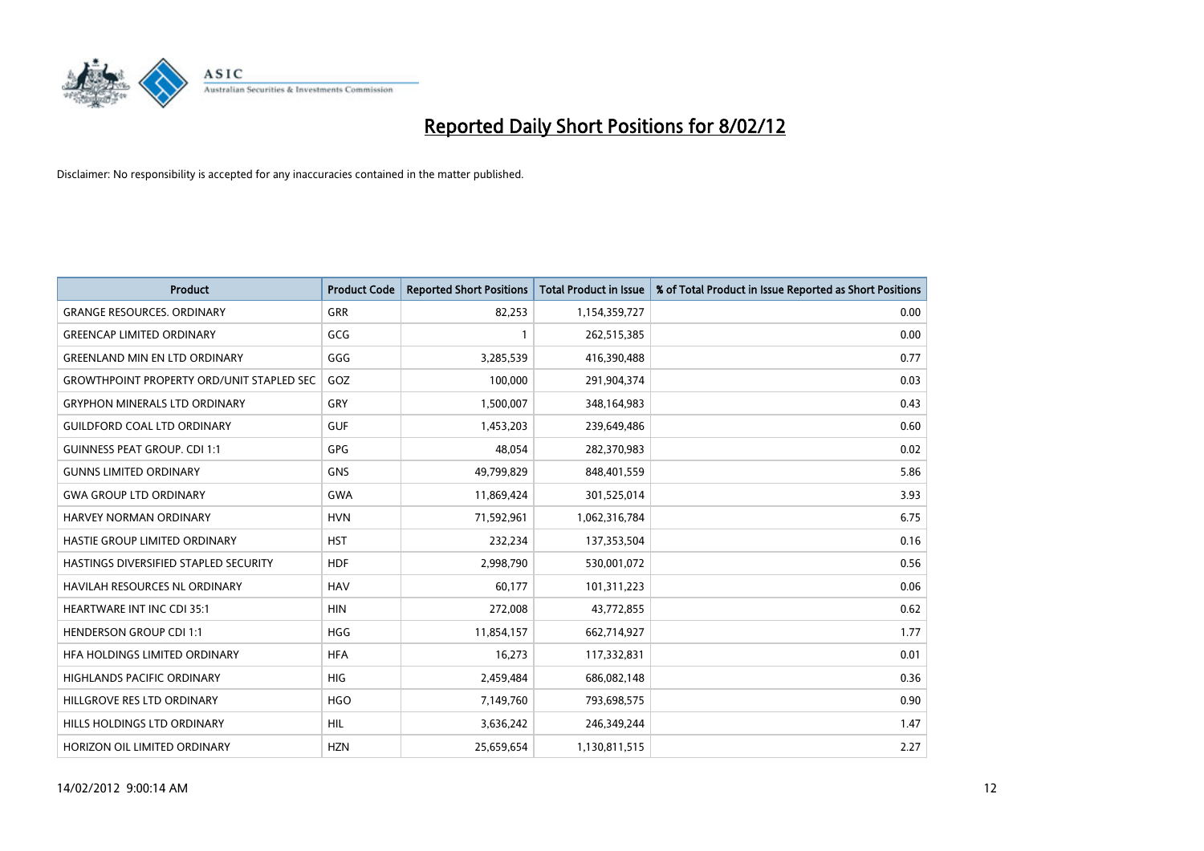# Reported Daily Short Positions for 8/02/12

Disclaimer: No responsibility is accepted for any inaccuracies contained in the matter published.

| Product | Product Code | Reported Short Positions | Total Product in Issue | % of Total Product in Issue Reported as Short Positions |
|---|---|---|---|---|
| GRANGE RESOURCES. ORDINARY | GRR | 82,253 | 1,154,359,727 | 0.00 |
| GREENCAP LIMITED ORDINARY | GCG | 1 | 262,515,385 | 0.00 |
| GREENLAND MIN EN LTD ORDINARY | GGG | 3,285,539 | 416,390,488 | 0.77 |
| GROWTHPOINT PROPERTY ORD/UNIT STAPLED SEC | GOZ | 100,000 | 291,904,374 | 0.03 |
| GRYPHON MINERALS LTD ORDINARY | GRY | 1,500,007 | 348,164,983 | 0.43 |
| GUILDFORD COAL LTD ORDINARY | GUF | 1,453,203 | 239,649,486 | 0.60 |
| GUINNESS PEAT GROUP. CDI 1:1 | GPG | 48,054 | 282,370,983 | 0.02 |
| GUNNS LIMITED ORDINARY | GNS | 49,799,829 | 848,401,559 | 5.86 |
| GWA GROUP LTD ORDINARY | GWA | 11,869,424 | 301,525,014 | 3.93 |
| HARVEY NORMAN ORDINARY | HVN | 71,592,961 | 1,062,316,784 | 6.75 |
| HASTIE GROUP LIMITED ORDINARY | HST | 232,234 | 137,353,504 | 0.16 |
| HASTINGS DIVERSIFIED STAPLED SECURITY | HDF | 2,998,790 | 530,001,072 | 0.56 |
| HAVILAH RESOURCES NL ORDINARY | HAV | 60,177 | 101,311,223 | 0.06 |
| HEARTWARE INT INC CDI 35:1 | HIN | 272,008 | 43,772,855 | 0.62 |
| HENDERSON GROUP CDI 1:1 | HGG | 11,854,157 | 662,714,927 | 1.77 |
| HFA HOLDINGS LIMITED ORDINARY | HFA | 16,273 | 117,332,831 | 0.01 |
| HIGHLANDS PACIFIC ORDINARY | HIG | 2,459,484 | 686,082,148 | 0.36 |
| HILLGROVE RES LTD ORDINARY | HGO | 7,149,760 | 793,698,575 | 0.90 |
| HILLS HOLDINGS LTD ORDINARY | HIL | 3,636,242 | 246,349,244 | 1.47 |
| HORIZON OIL LIMITED ORDINARY | HZN | 25,659,654 | 1,130,811,515 | 2.27 |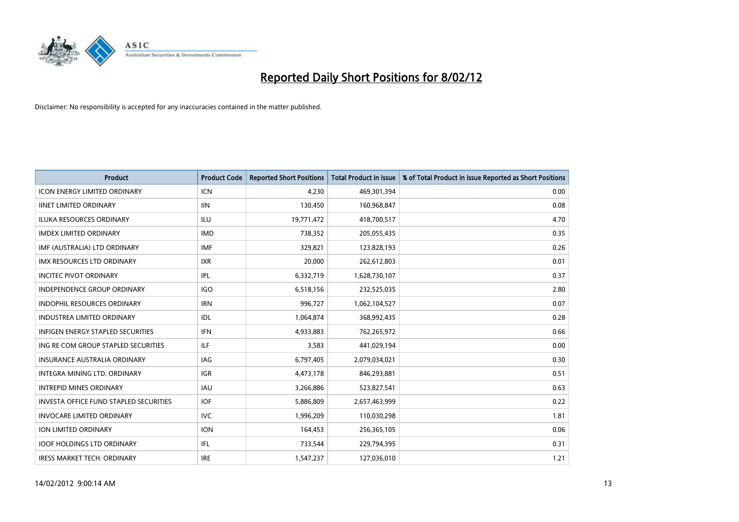# Reported Daily Short Positions for 8/02/12

Disclaimer: No responsibility is accepted for any inaccuracies contained in the matter published.

| Product | Product Code | Reported Short Positions | Total Product in Issue | % of Total Product in Issue Reported as Short Positions |
|---|---|---|---|---|
| ICON ENERGY LIMITED ORDINARY | ICN | 4,230 | 469,301,394 | 0.00 |
| IINET LIMITED ORDINARY | IIN | 130,450 | 160,968,847 | 0.08 |
| ILUKA RESOURCES ORDINARY | ILU | 19,771,472 | 418,700,517 | 4.70 |
| IMDEX LIMITED ORDINARY | IMD | 738,352 | 205,055,435 | 0.35 |
| IMF (AUSTRALIA) LTD ORDINARY | IMF | 329,821 | 123,828,193 | 0.26 |
| IMX RESOURCES LTD ORDINARY | IXR | 20,000 | 262,612,803 | 0.01 |
| INCITEC PIVOT ORDINARY | IPL | 6,332,719 | 1,628,730,107 | 0.37 |
| INDEPENDENCE GROUP ORDINARY | IGO | 6,518,156 | 232,525,035 | 2.80 |
| INDOPHIL RESOURCES ORDINARY | IRN | 996,727 | 1,062,104,527 | 0.07 |
| INDUSTREA LIMITED ORDINARY | IDL | 1,064,874 | 368,992,435 | 0.28 |
| INFIGEN ENERGY STAPLED SECURITIES | IFN | 4,933,883 | 762,265,972 | 0.66 |
| ING RE COM GROUP STAPLED SECURITIES | ILF | 3,583 | 441,029,194 | 0.00 |
| INSURANCE AUSTRALIA ORDINARY | IAG | 6,797,405 | 2,079,034,021 | 0.30 |
| INTEGRA MINING LTD. ORDINARY | IGR | 4,473,178 | 846,293,881 | 0.51 |
| INTREPID MINES ORDINARY | IAU | 3,266,886 | 523,827,541 | 0.63 |
| INVESTA OFFICE FUND STAPLED SECURITIES | IOF | 5,886,809 | 2,657,463,999 | 0.22 |
| INVOCARE LIMITED ORDINARY | IVC | 1,996,209 | 110,030,298 | 1.81 |
| ION LIMITED ORDINARY | ION | 164,453 | 256,365,105 | 0.06 |
| IOOF HOLDINGS LTD ORDINARY | IFL | 733,544 | 229,794,395 | 0.31 |
| IRESS MARKET TECH. ORDINARY | IRE | 1,547,237 | 127,036,010 | 1.21 |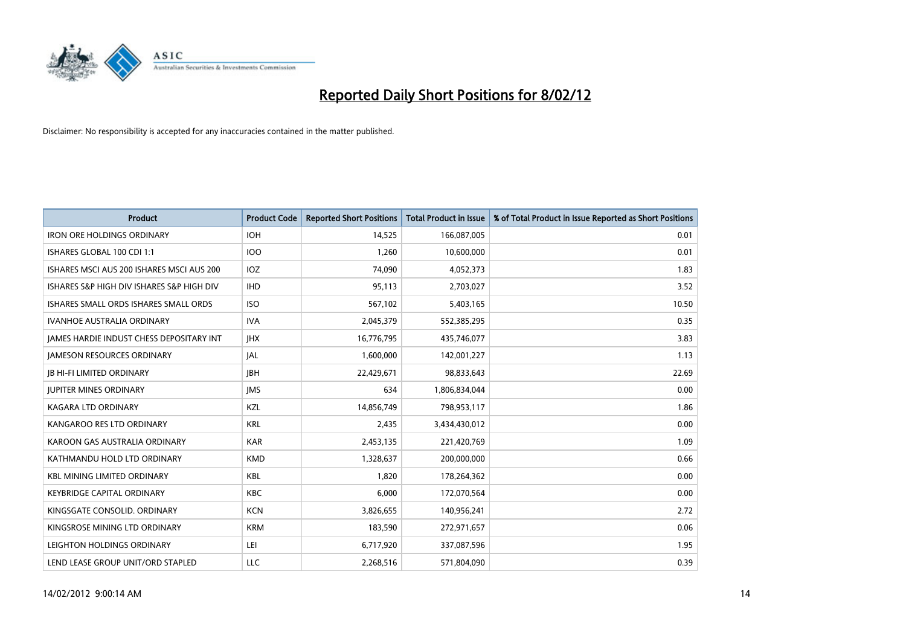# Reported Daily Short Positions for 8/02/12

Disclaimer: No responsibility is accepted for any inaccuracies contained in the matter published.

| Product | Product Code | Reported Short Positions | Total Product in Issue | % of Total Product in Issue Reported as Short Positions |
|---|---|---|---|---|
| IRON ORE HOLDINGS ORDINARY | IOH | 14,525 | 166,087,005 | 0.01 |
| ISHARES GLOBAL 100 CDI 1:1 | IOO | 1,260 | 10,600,000 | 0.01 |
| ISHARES MSCI AUS 200 ISHARES MSCI AUS 200 | IOZ | 74,090 | 4,052,373 | 1.83 |
| ISHARES S&P HIGH DIV ISHARES S&P HIGH DIV | IHD | 95,113 | 2,703,027 | 3.52 |
| ISHARES SMALL ORDS ISHARES SMALL ORDS | ISO | 567,102 | 5,403,165 | 10.50 |
| IVANHOE AUSTRALIA ORDINARY | IVA | 2,045,379 | 552,385,295 | 0.35 |
| JAMES HARDIE INDUST CHESS DEPOSITARY INT | JHX | 16,776,795 | 435,746,077 | 3.83 |
| JAMESON RESOURCES ORDINARY | JAL | 1,600,000 | 142,001,227 | 1.13 |
| JB HI-FI LIMITED ORDINARY | JBH | 22,429,671 | 98,833,643 | 22.69 |
| JUPITER MINES ORDINARY | JMS | 634 | 1,806,834,044 | 0.00 |
| KAGARA LTD ORDINARY | KZL | 14,856,749 | 798,953,117 | 1.86 |
| KANGAROO RES LTD ORDINARY | KRL | 2,435 | 3,434,430,012 | 0.00 |
| KAROON GAS AUSTRALIA ORDINARY | KAR | 2,453,135 | 221,420,769 | 1.09 |
| KATHMANDU HOLD LTD ORDINARY | KMD | 1,328,637 | 200,000,000 | 0.66 |
| KBL MINING LIMITED ORDINARY | KBL | 1,820 | 178,264,362 | 0.00 |
| KEYBRIDGE CAPITAL ORDINARY | KBC | 6,000 | 172,070,564 | 0.00 |
| KINGSGATE CONSOLID. ORDINARY | KCN | 3,826,655 | 140,956,241 | 2.72 |
| KINGSROSE MINING LTD ORDINARY | KRM | 183,590 | 272,971,657 | 0.06 |
| LEIGHTON HOLDINGS ORDINARY | LEI | 6,717,920 | 337,087,596 | 1.95 |
| LEND LEASE GROUP UNIT/ORD STAPLED | LLC | 2,268,516 | 571,804,090 | 0.39 |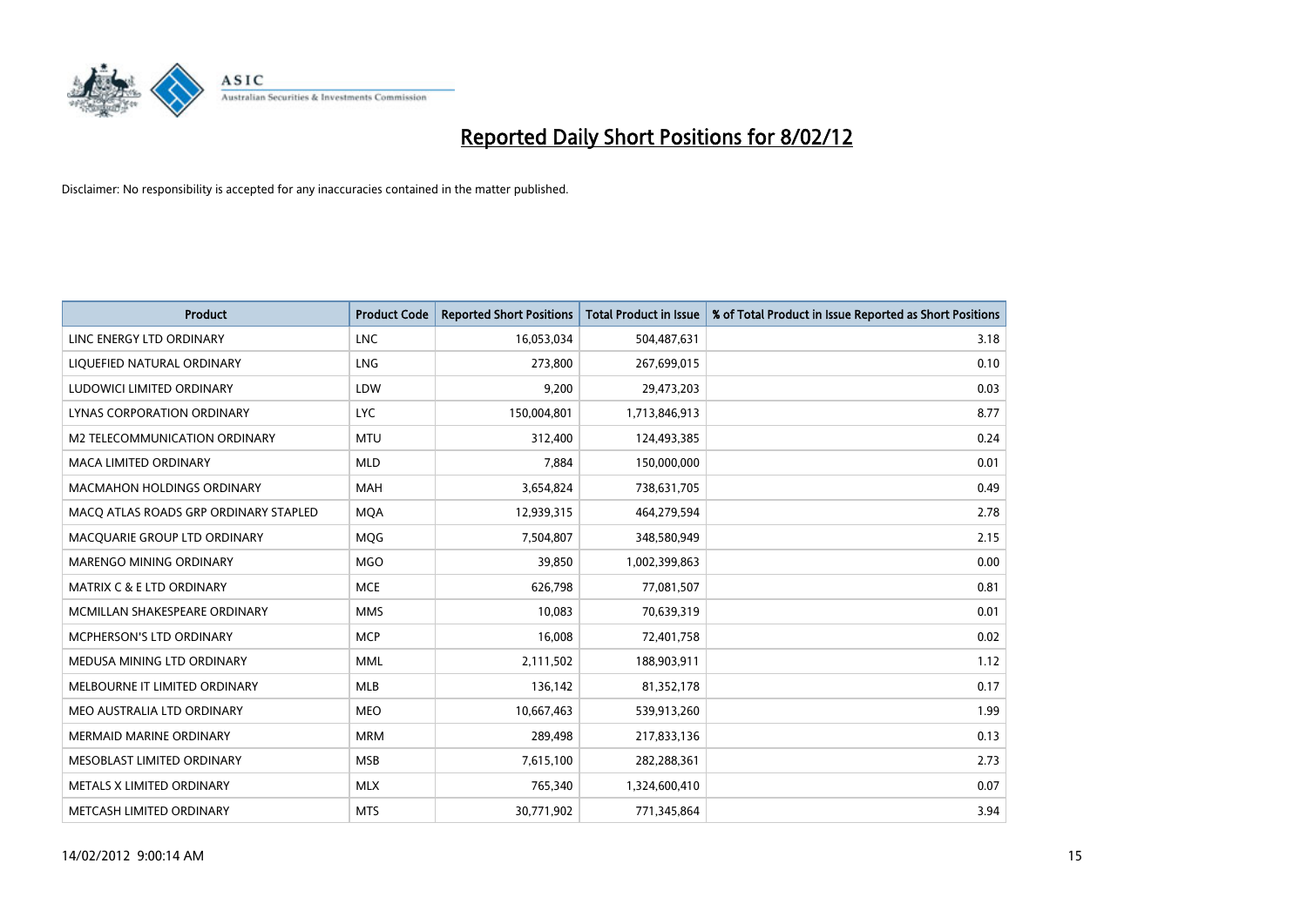# Reported Daily Short Positions for 8/02/12

Disclaimer: No responsibility is accepted for any inaccuracies contained in the matter published.

| Product | Product Code | Reported Short Positions | Total Product in Issue | % of Total Product in Issue Reported as Short Positions |
|---|---|---|---|---|
| LINC ENERGY LTD ORDINARY | LNC | 16,053,034 | 504,487,631 | 3.18 |
| LIQUEFIED NATURAL ORDINARY | LNG | 273,800 | 267,699,015 | 0.10 |
| LUDOWICI LIMITED ORDINARY | LDW | 9,200 | 29,473,203 | 0.03 |
| LYNAS CORPORATION ORDINARY | LYC | 150,004,801 | 1,713,846,913 | 8.77 |
| M2 TELECOMMUNICATION ORDINARY | MTU | 312,400 | 124,493,385 | 0.24 |
| MACA LIMITED ORDINARY | MLD | 7,884 | 150,000,000 | 0.01 |
| MACMAHON HOLDINGS ORDINARY | MAH | 3,654,824 | 738,631,705 | 0.49 |
| MACQ ATLAS ROADS GRP ORDINARY STAPLED | MQA | 12,939,315 | 464,279,594 | 2.78 |
| MACQUARIE GROUP LTD ORDINARY | MQG | 7,504,807 | 348,580,949 | 2.15 |
| MARENGO MINING ORDINARY | MGO | 39,850 | 1,002,399,863 | 0.00 |
| MATRIX C & E LTD ORDINARY | MCE | 626,798 | 77,081,507 | 0.81 |
| MCMILLAN SHAKESPEARE ORDINARY | MMS | 10,083 | 70,639,319 | 0.01 |
| MCPHERSON'S LTD ORDINARY | MCP | 16,008 | 72,401,758 | 0.02 |
| MEDUSA MINING LTD ORDINARY | MML | 2,111,502 | 188,903,911 | 1.12 |
| MELBOURNE IT LIMITED ORDINARY | MLB | 136,142 | 81,352,178 | 0.17 |
| MEO AUSTRALIA LTD ORDINARY | MEO | 10,667,463 | 539,913,260 | 1.99 |
| MERMAID MARINE ORDINARY | MRM | 289,498 | 217,833,136 | 0.13 |
| MESOBLAST LIMITED ORDINARY | MSB | 7,615,100 | 282,288,361 | 2.73 |
| METALS X LIMITED ORDINARY | MLX | 765,340 | 1,324,600,410 | 0.07 |
| METCASH LIMITED ORDINARY | MTS | 30,771,902 | 771,345,864 | 3.94 |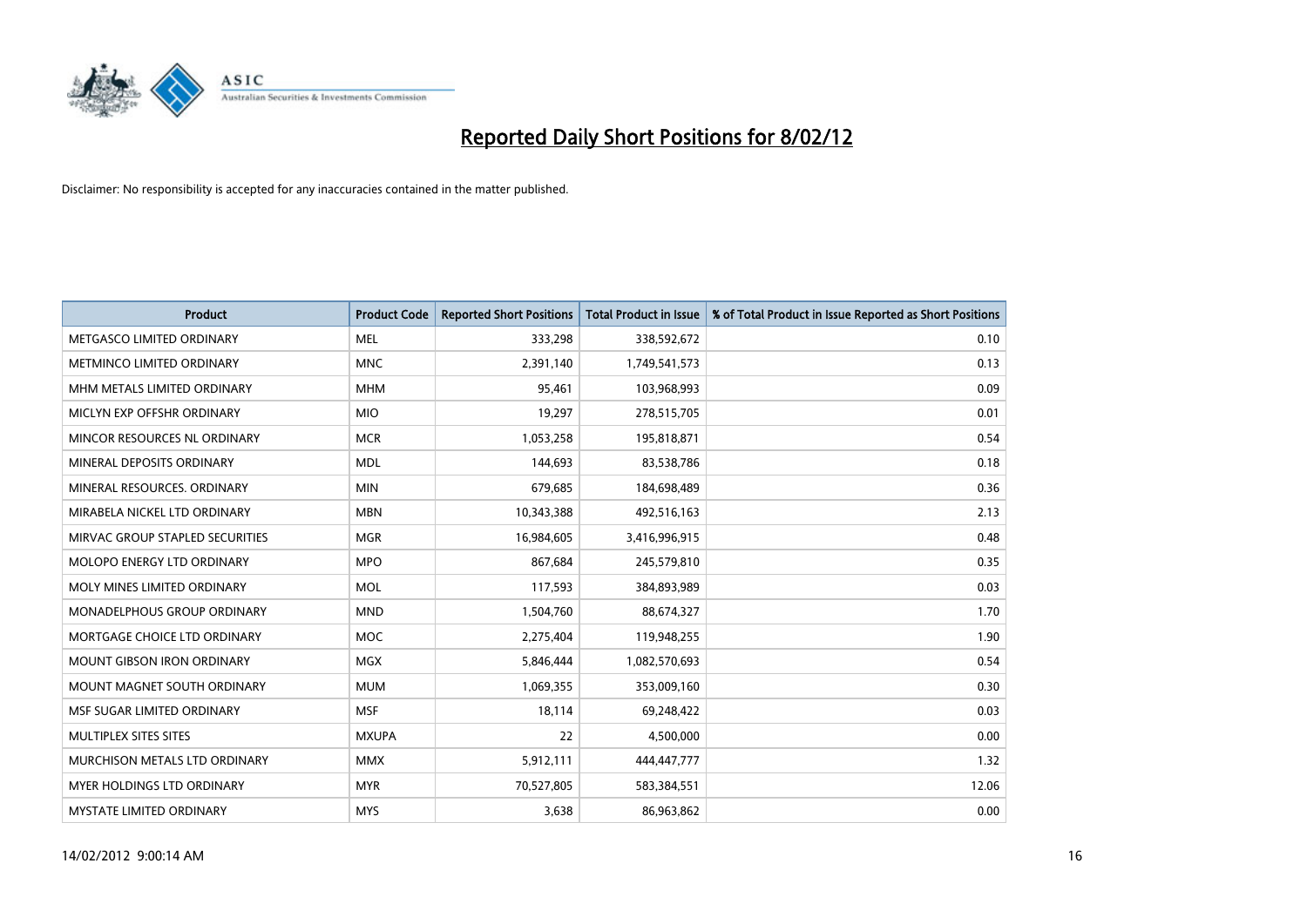# Reported Daily Short Positions for 8/02/12

Disclaimer: No responsibility is accepted for any inaccuracies contained in the matter published.

| Product | Product Code | Reported Short Positions | Total Product in Issue | % of Total Product in Issue Reported as Short Positions |
|---|---|---|---|---|
| METGASCO LIMITED ORDINARY | MEL | 333,298 | 338,592,672 | 0.10 |
| METMINCO LIMITED ORDINARY | MNC | 2,391,140 | 1,749,541,573 | 0.13 |
| MHM METALS LIMITED ORDINARY | MHM | 95,461 | 103,968,993 | 0.09 |
| MICLYN EXP OFFSHR ORDINARY | MIO | 19,297 | 278,515,705 | 0.01 |
| MINCOR RESOURCES NL ORDINARY | MCR | 1,053,258 | 195,818,871 | 0.54 |
| MINERAL DEPOSITS ORDINARY | MDL | 144,693 | 83,538,786 | 0.18 |
| MINERAL RESOURCES. ORDINARY | MIN | 679,685 | 184,698,489 | 0.36 |
| MIRABELA NICKEL LTD ORDINARY | MBN | 10,343,388 | 492,516,163 | 2.13 |
| MIRVAC GROUP STAPLED SECURITIES | MGR | 16,984,605 | 3,416,996,915 | 0.48 |
| MOLOPO ENERGY LTD ORDINARY | MPO | 867,684 | 245,579,810 | 0.35 |
| MOLY MINES LIMITED ORDINARY | MOL | 117,593 | 384,893,989 | 0.03 |
| MONADELPHOUS GROUP ORDINARY | MND | 1,504,760 | 88,674,327 | 1.70 |
| MORTGAGE CHOICE LTD ORDINARY | MOC | 2,275,404 | 119,948,255 | 1.90 |
| MOUNT GIBSON IRON ORDINARY | MGX | 5,846,444 | 1,082,570,693 | 0.54 |
| MOUNT MAGNET SOUTH ORDINARY | MUM | 1,069,355 | 353,009,160 | 0.30 |
| MSF SUGAR LIMITED ORDINARY | MSF | 18,114 | 69,248,422 | 0.03 |
| MULTIPLEX SITES SITES | MXUPA | 22 | 4,500,000 | 0.00 |
| MURCHISON METALS LTD ORDINARY | MMX | 5,912,111 | 444,447,777 | 1.32 |
| MYER HOLDINGS LTD ORDINARY | MYR | 70,527,805 | 583,384,551 | 12.06 |
| MYSTATE LIMITED ORDINARY | MYS | 3,638 | 86,963,862 | 0.00 |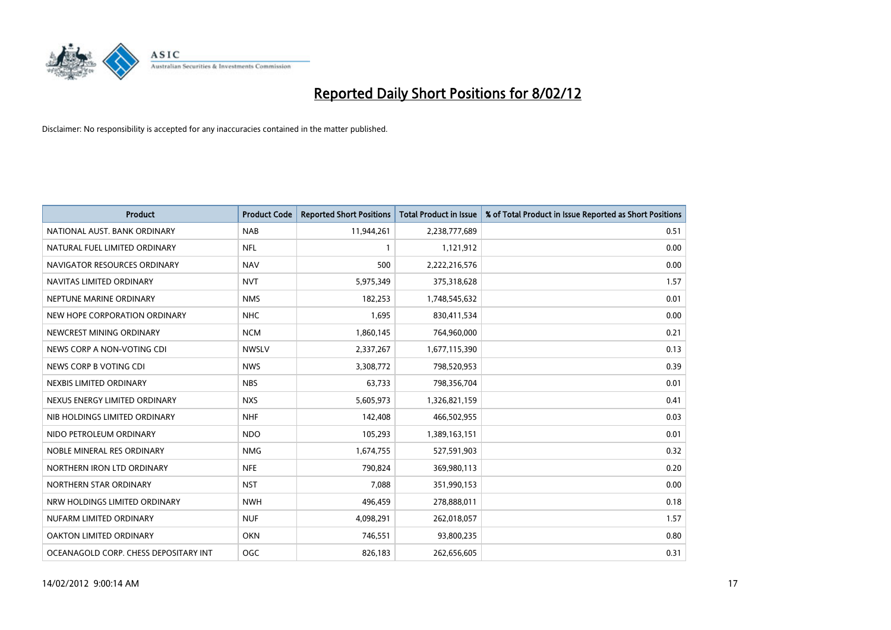# Reported Daily Short Positions for 8/02/12

Disclaimer: No responsibility is accepted for any inaccuracies contained in the matter published.

| Product | Product Code | Reported Short Positions | Total Product in Issue | % of Total Product in Issue Reported as Short Positions |
|---|---|---|---|---|
| NATIONAL AUST. BANK ORDINARY | NAB | 11,944,261 | 2,238,777,689 | 0.51 |
| NATURAL FUEL LIMITED ORDINARY | NFL | 1 | 1,121,912 | 0.00 |
| NAVIGATOR RESOURCES ORDINARY | NAV | 500 | 2,222,216,576 | 0.00 |
| NAVITAS LIMITED ORDINARY | NVT | 5,975,349 | 375,318,628 | 1.57 |
| NEPTUNE MARINE ORDINARY | NMS | 182,253 | 1,748,545,632 | 0.01 |
| NEW HOPE CORPORATION ORDINARY | NHC | 1,695 | 830,411,534 | 0.00 |
| NEWCREST MINING ORDINARY | NCM | 1,860,145 | 764,960,000 | 0.21 |
| NEWS CORP A NON-VOTING CDI | NWSLV | 2,337,267 | 1,677,115,390 | 0.13 |
| NEWS CORP B VOTING CDI | NWS | 3,308,772 | 798,520,953 | 0.39 |
| NEXBIS LIMITED ORDINARY | NBS | 63,733 | 798,356,704 | 0.01 |
| NEXUS ENERGY LIMITED ORDINARY | NXS | 5,605,973 | 1,326,821,159 | 0.41 |
| NIB HOLDINGS LIMITED ORDINARY | NHF | 142,408 | 466,502,955 | 0.03 |
| NIDO PETROLEUM ORDINARY | NDO | 105,293 | 1,389,163,151 | 0.01 |
| NOBLE MINERAL RES ORDINARY | NMG | 1,674,755 | 527,591,903 | 0.32 |
| NORTHERN IRON LTD ORDINARY | NFE | 790,824 | 369,980,113 | 0.20 |
| NORTHERN STAR ORDINARY | NST | 7,088 | 351,990,153 | 0.00 |
| NRW HOLDINGS LIMITED ORDINARY | NWH | 496,459 | 278,888,011 | 0.18 |
| NUFARM LIMITED ORDINARY | NUF | 4,098,291 | 262,018,057 | 1.57 |
| OAKTON LIMITED ORDINARY | OKN | 746,551 | 93,800,235 | 0.80 |
| OCEANAGOLD CORP. CHESS DEPOSITARY INT | OGC | 826,183 | 262,656,605 | 0.31 |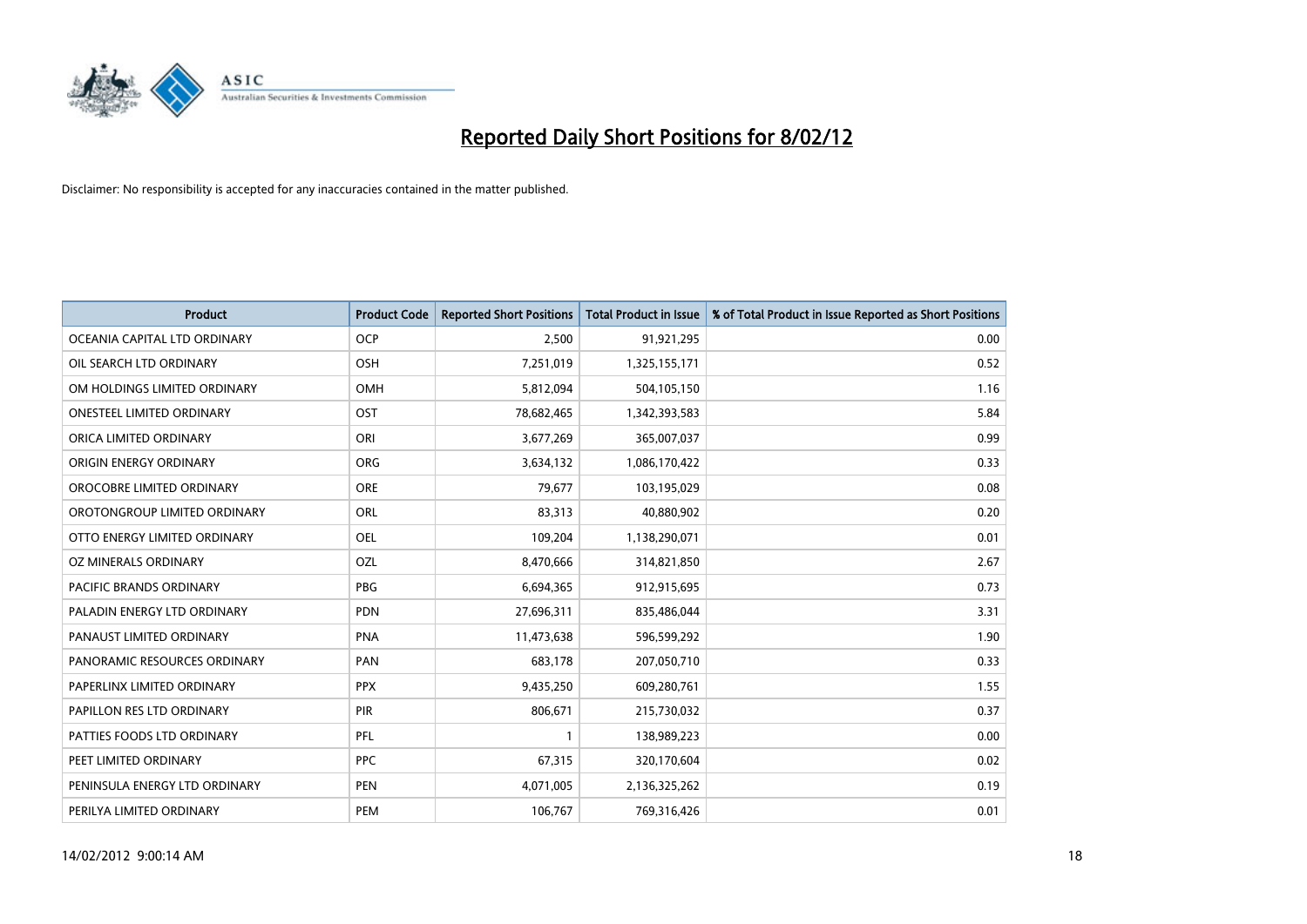# Reported Daily Short Positions for 8/02/12

Disclaimer: No responsibility is accepted for any inaccuracies contained in the matter published.

| Product | Product Code | Reported Short Positions | Total Product in Issue | % of Total Product in Issue Reported as Short Positions |
|---|---|---|---|---|
| OCEANIA CAPITAL LTD ORDINARY | OCP | 2,500 | 91,921,295 | 0.00 |
| OIL SEARCH LTD ORDINARY | OSH | 7,251,019 | 1,325,155,171 | 0.52 |
| OM HOLDINGS LIMITED ORDINARY | OMH | 5,812,094 | 504,105,150 | 1.16 |
| ONESTEEL LIMITED ORDINARY | OST | 78,682,465 | 1,342,393,583 | 5.84 |
| ORICA LIMITED ORDINARY | ORI | 3,677,269 | 365,007,037 | 0.99 |
| ORIGIN ENERGY ORDINARY | ORG | 3,634,132 | 1,086,170,422 | 0.33 |
| OROCOBRE LIMITED ORDINARY | ORE | 79,677 | 103,195,029 | 0.08 |
| OROTONGROUP LIMITED ORDINARY | ORL | 83,313 | 40,880,902 | 0.20 |
| OTTO ENERGY LIMITED ORDINARY | OEL | 109,204 | 1,138,290,071 | 0.01 |
| OZ MINERALS ORDINARY | OZL | 8,470,666 | 314,821,850 | 2.67 |
| PACIFIC BRANDS ORDINARY | PBG | 6,694,365 | 912,915,695 | 0.73 |
| PALADIN ENERGY LTD ORDINARY | PDN | 27,696,311 | 835,486,044 | 3.31 |
| PANAUST LIMITED ORDINARY | PNA | 11,473,638 | 596,599,292 | 1.90 |
| PANORAMIC RESOURCES ORDINARY | PAN | 683,178 | 207,050,710 | 0.33 |
| PAPERLINX LIMITED ORDINARY | PPX | 9,435,250 | 609,280,761 | 1.55 |
| PAPILLON RES LTD ORDINARY | PIR | 806,671 | 215,730,032 | 0.37 |
| PATTIES FOODS LTD ORDINARY | PFL | 1 | 138,989,223 | 0.00 |
| PEET LIMITED ORDINARY | PPC | 67,315 | 320,170,604 | 0.02 |
| PENINSULA ENERGY LTD ORDINARY | PEN | 4,071,005 | 2,136,325,262 | 0.19 |
| PERILYA LIMITED ORDINARY | PEM | 106,767 | 769,316,426 | 0.01 |

14/02/2012 9:00:14 AM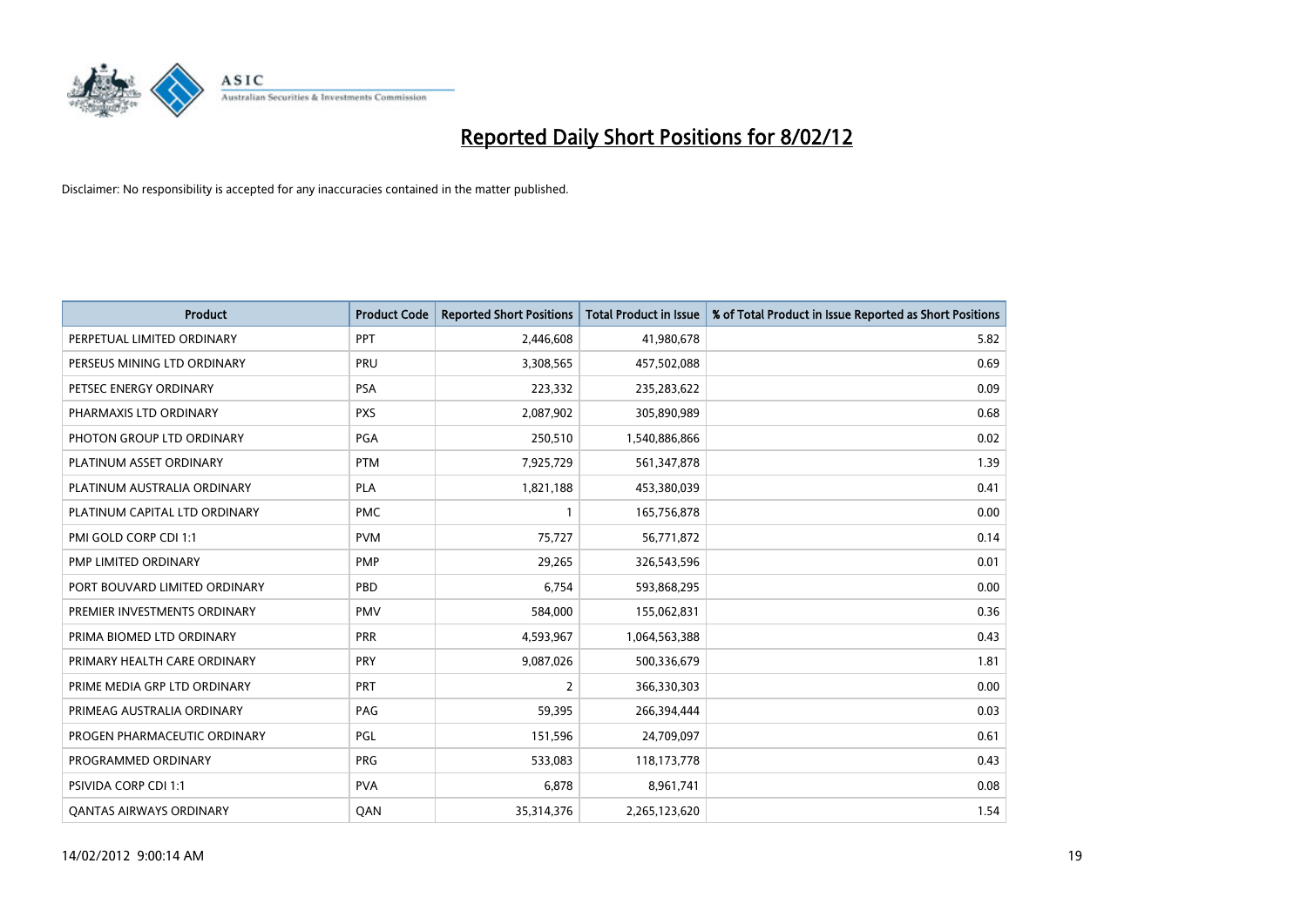# Reported Daily Short Positions for 8/02/12

Disclaimer: No responsibility is accepted for any inaccuracies contained in the matter published.

| Product | Product Code | Reported Short Positions | Total Product in Issue | % of Total Product in Issue Reported as Short Positions |
|---|---|---|---|---|
| PERPETUAL LIMITED ORDINARY | PPT | 2,446,608 | 41,980,678 | 5.82 |
| PERSEUS MINING LTD ORDINARY | PRU | 3,308,565 | 457,502,088 | 0.69 |
| PETSEC ENERGY ORDINARY | PSA | 223,332 | 235,283,622 | 0.09 |
| PHARMAXIS LTD ORDINARY | PXS | 2,087,902 | 305,890,989 | 0.68 |
| PHOTON GROUP LTD ORDINARY | PGA | 250,510 | 1,540,886,866 | 0.02 |
| PLATINUM ASSET ORDINARY | PTM | 7,925,729 | 561,347,878 | 1.39 |
| PLATINUM AUSTRALIA ORDINARY | PLA | 1,821,188 | 453,380,039 | 0.41 |
| PLATINUM CAPITAL LTD ORDINARY | PMC | 1 | 165,756,878 | 0.00 |
| PMI GOLD CORP CDI 1:1 | PVM | 75,727 | 56,771,872 | 0.14 |
| PMP LIMITED ORDINARY | PMP | 29,265 | 326,543,596 | 0.01 |
| PORT BOUVARD LIMITED ORDINARY | PBD | 6,754 | 593,868,295 | 0.00 |
| PREMIER INVESTMENTS ORDINARY | PMV | 584,000 | 155,062,831 | 0.36 |
| PRIMA BIOMED LTD ORDINARY | PRR | 4,593,967 | 1,064,563,388 | 0.43 |
| PRIMARY HEALTH CARE ORDINARY | PRY | 9,087,026 | 500,336,679 | 1.81 |
| PRIME MEDIA GRP LTD ORDINARY | PRT | 2 | 366,330,303 | 0.00 |
| PRIMEAG AUSTRALIA ORDINARY | PAG | 59,395 | 266,394,444 | 0.03 |
| PROGEN PHARMACEUTIC ORDINARY | PGL | 151,596 | 24,709,097 | 0.61 |
| PROGRAMMED ORDINARY | PRG | 533,083 | 118,173,778 | 0.43 |
| PSIVIDA CORP CDI 1:1 | PVA | 6,878 | 8,961,741 | 0.08 |
| QANTAS AIRWAYS ORDINARY | QAN | 35,314,376 | 2,265,123,620 | 1.54 |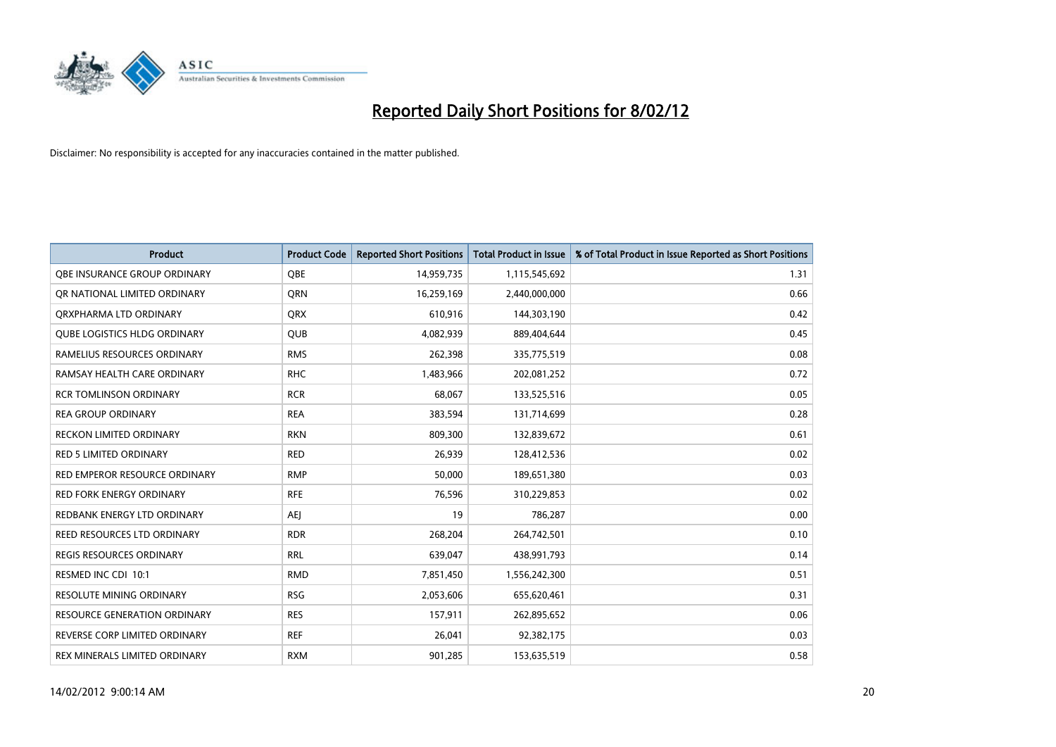# Reported Daily Short Positions for 8/02/12

Disclaimer: No responsibility is accepted for any inaccuracies contained in the matter published.

| Product | Product Code | Reported Short Positions | Total Product in Issue | % of Total Product in Issue Reported as Short Positions |
|---|---|---|---|---|
| QBE INSURANCE GROUP ORDINARY | QBE | 14,959,735 | 1,115,545,692 | 1.31 |
| QR NATIONAL LIMITED ORDINARY | QRN | 16,259,169 | 2,440,000,000 | 0.66 |
| QRXPHARMA LTD ORDINARY | QRX | 610,916 | 144,303,190 | 0.42 |
| QUBE LOGISTICS HLDG ORDINARY | QUB | 4,082,939 | 889,404,644 | 0.45 |
| RAMELIUS RESOURCES ORDINARY | RMS | 262,398 | 335,775,519 | 0.08 |
| RAMSAY HEALTH CARE ORDINARY | RHC | 1,483,966 | 202,081,252 | 0.72 |
| RCR TOMLINSON ORDINARY | RCR | 68,067 | 133,525,516 | 0.05 |
| REA GROUP ORDINARY | REA | 383,594 | 131,714,699 | 0.28 |
| RECKON LIMITED ORDINARY | RKN | 809,300 | 132,839,672 | 0.61 |
| RED 5 LIMITED ORDINARY | RED | 26,939 | 128,412,536 | 0.02 |
| RED EMPEROR RESOURCE ORDINARY | RMP | 50,000 | 189,651,380 | 0.03 |
| RED FORK ENERGY ORDINARY | RFE | 76,596 | 310,229,853 | 0.02 |
| REDBANK ENERGY LTD ORDINARY | AEJ | 19 | 786,287 | 0.00 |
| REED RESOURCES LTD ORDINARY | RDR | 268,204 | 264,742,501 | 0.10 |
| REGIS RESOURCES ORDINARY | RRL | 639,047 | 438,991,793 | 0.14 |
| RESMED INC CDI 10:1 | RMD | 7,851,450 | 1,556,242,300 | 0.51 |
| RESOLUTE MINING ORDINARY | RSG | 2,053,606 | 655,620,461 | 0.31 |
| RESOURCE GENERATION ORDINARY | RES | 157,911 | 262,895,652 | 0.06 |
| REVERSE CORP LIMITED ORDINARY | REF | 26,041 | 92,382,175 | 0.03 |
| REX MINERALS LIMITED ORDINARY | RXM | 901,285 | 153,635,519 | 0.58 |

14/02/2012 9:00:14 AM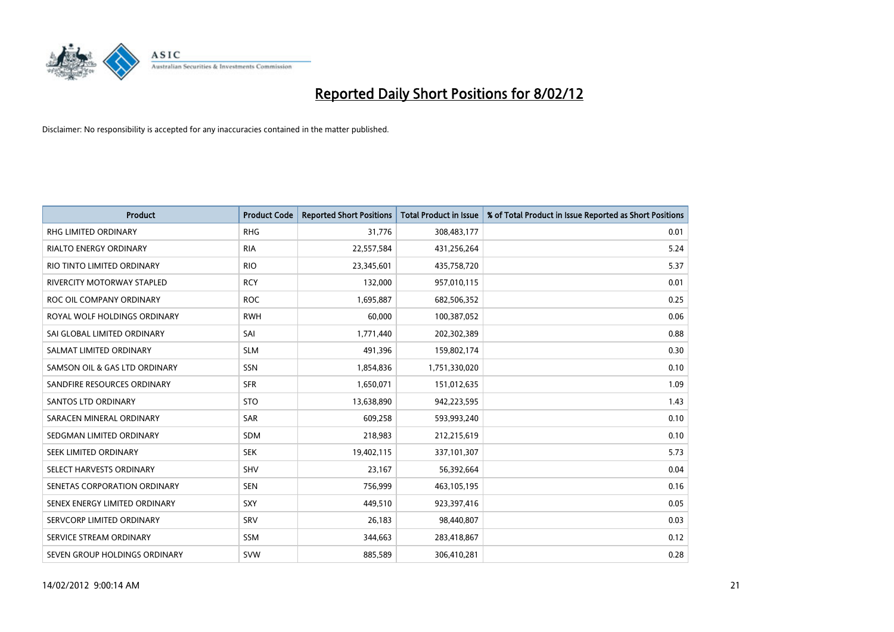# Reported Daily Short Positions for 8/02/12

Disclaimer: No responsibility is accepted for any inaccuracies contained in the matter published.

| Product | Product Code | Reported Short Positions | Total Product in Issue | % of Total Product in Issue Reported as Short Positions |
|---|---|---|---|---|
| RHG LIMITED ORDINARY | RHG | 31,776 | 308,483,177 | 0.01 |
| RIALTO ENERGY ORDINARY | RIA | 22,557,584 | 431,256,264 | 5.24 |
| RIO TINTO LIMITED ORDINARY | RIO | 23,345,601 | 435,758,720 | 5.37 |
| RIVERCITY MOTORWAY STAPLED | RCY | 132,000 | 957,010,115 | 0.01 |
| ROC OIL COMPANY ORDINARY | ROC | 1,695,887 | 682,506,352 | 0.25 |
| ROYAL WOLF HOLDINGS ORDINARY | RWH | 60,000 | 100,387,052 | 0.06 |
| SAI GLOBAL LIMITED ORDINARY | SAI | 1,771,440 | 202,302,389 | 0.88 |
| SALMAT LIMITED ORDINARY | SLM | 491,396 | 159,802,174 | 0.30 |
| SAMSON OIL & GAS LTD ORDINARY | SSN | 1,854,836 | 1,751,330,020 | 0.10 |
| SANDFIRE RESOURCES ORDINARY | SFR | 1,650,071 | 151,012,635 | 1.09 |
| SANTOS LTD ORDINARY | STO | 13,638,890 | 942,223,595 | 1.43 |
| SARACEN MINERAL ORDINARY | SAR | 609,258 | 593,993,240 | 0.10 |
| SEDGMAN LIMITED ORDINARY | SDM | 218,983 | 212,215,619 | 0.10 |
| SEEK LIMITED ORDINARY | SEK | 19,402,115 | 337,101,307 | 5.73 |
| SELECT HARVESTS ORDINARY | SHV | 23,167 | 56,392,664 | 0.04 |
| SENETAS CORPORATION ORDINARY | SEN | 756,999 | 463,105,195 | 0.16 |
| SENEX ENERGY LIMITED ORDINARY | SXY | 449,510 | 923,397,416 | 0.05 |
| SERVCORP LIMITED ORDINARY | SRV | 26,183 | 98,440,807 | 0.03 |
| SERVICE STREAM ORDINARY | SSM | 344,663 | 283,418,867 | 0.12 |
| SEVEN GROUP HOLDINGS ORDINARY | SVW | 885,589 | 306,410,281 | 0.28 |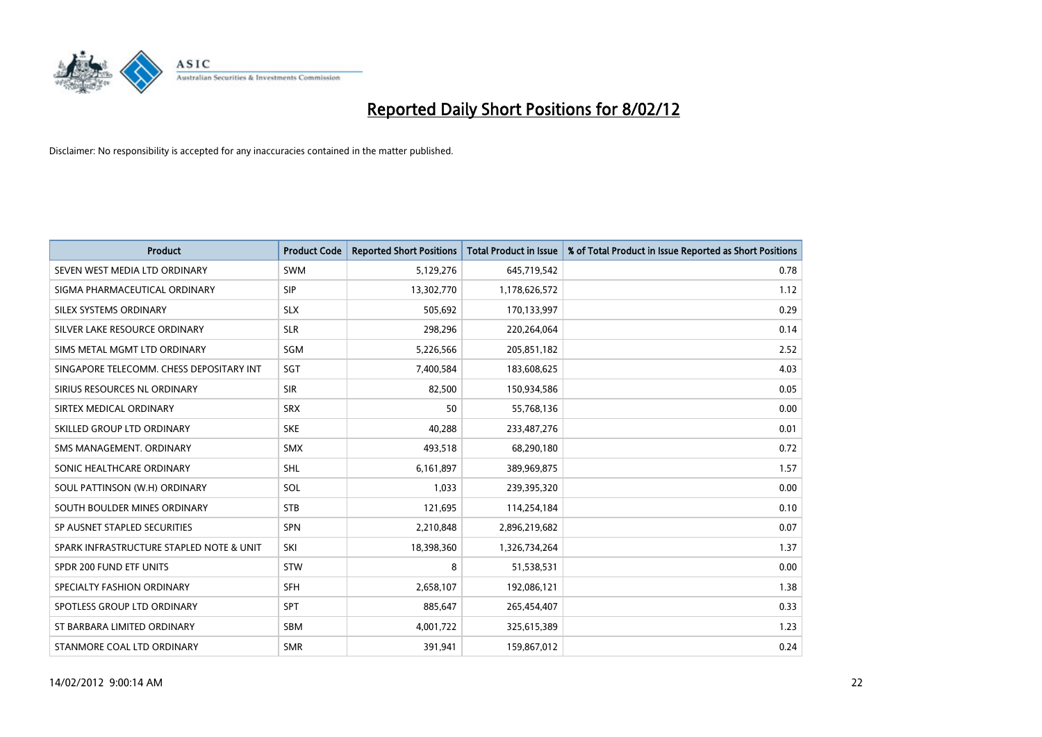# Reported Daily Short Positions for 8/02/12

Disclaimer: No responsibility is accepted for any inaccuracies contained in the matter published.

| Product | Product Code | Reported Short Positions | Total Product in Issue | % of Total Product in Issue Reported as Short Positions |
|---|---|---|---|---|
| SEVEN WEST MEDIA LTD ORDINARY | SWM | 5,129,276 | 645,719,542 | 0.78 |
| SIGMA PHARMACEUTICAL ORDINARY | SIP | 13,302,770 | 1,178,626,572 | 1.12 |
| SILEX SYSTEMS ORDINARY | SLX | 505,692 | 170,133,997 | 0.29 |
| SILVER LAKE RESOURCE ORDINARY | SLR | 298,296 | 220,264,064 | 0.14 |
| SIMS METAL MGMT LTD ORDINARY | SGM | 5,226,566 | 205,851,182 | 2.52 |
| SINGAPORE TELECOMM. CHESS DEPOSITARY INT | SGT | 7,400,584 | 183,608,625 | 4.03 |
| SIRIUS RESOURCES NL ORDINARY | SIR | 82,500 | 150,934,586 | 0.05 |
| SIRTEX MEDICAL ORDINARY | SRX | 50 | 55,768,136 | 0.00 |
| SKILLED GROUP LTD ORDINARY | SKE | 40,288 | 233,487,276 | 0.01 |
| SMS MANAGEMENT. ORDINARY | SMX | 493,518 | 68,290,180 | 0.72 |
| SONIC HEALTHCARE ORDINARY | SHL | 6,161,897 | 389,969,875 | 1.57 |
| SOUL PATTINSON (W.H) ORDINARY | SOL | 1,033 | 239,395,320 | 0.00 |
| SOUTH BOULDER MINES ORDINARY | STB | 121,695 | 114,254,184 | 0.10 |
| SP AUSNET STAPLED SECURITIES | SPN | 2,210,848 | 2,896,219,682 | 0.07 |
| SPARK INFRASTRUCTURE STAPLED NOTE & UNIT | SKI | 18,398,360 | 1,326,734,264 | 1.37 |
| SPDR 200 FUND ETF UNITS | STW | 8 | 51,538,531 | 0.00 |
| SPECIALTY FASHION ORDINARY | SFH | 2,658,107 | 192,086,121 | 1.38 |
| SPOTLESS GROUP LTD ORDINARY | SPT | 885,647 | 265,454,407 | 0.33 |
| ST BARBARA LIMITED ORDINARY | SBM | 4,001,722 | 325,615,389 | 1.23 |
| STANMORE COAL LTD ORDINARY | SMR | 391,941 | 159,867,012 | 0.24 |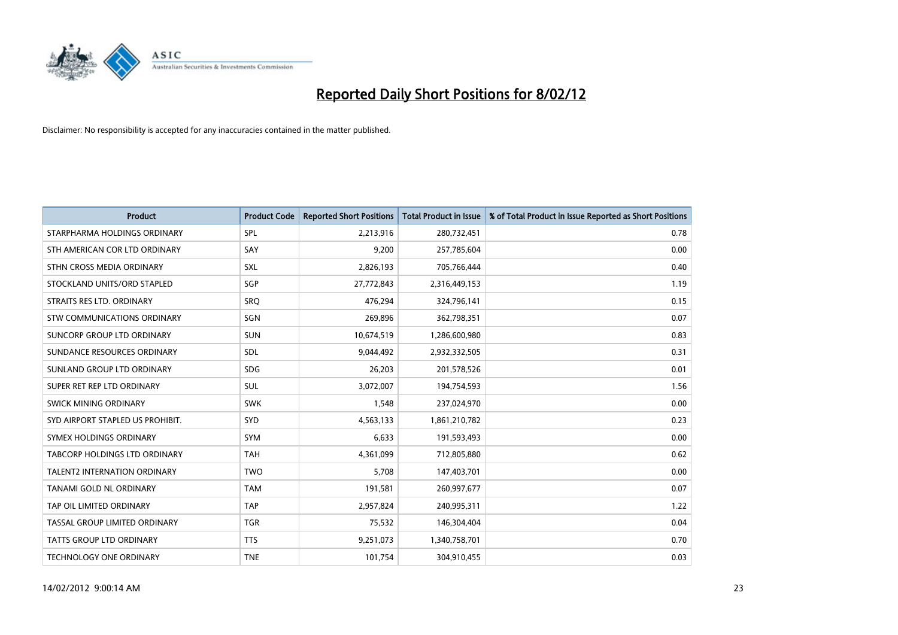# Reported Daily Short Positions for 8/02/12

Disclaimer: No responsibility is accepted for any inaccuracies contained in the matter published.

| Product | Product Code | Reported Short Positions | Total Product in Issue | % of Total Product in Issue Reported as Short Positions |
|---|---|---|---|---|
| STARPHARMA HOLDINGS ORDINARY | SPL | 2,213,916 | 280,732,451 | 0.78 |
| STH AMERICAN COR LTD ORDINARY | SAY | 9,200 | 257,785,604 | 0.00 |
| STHN CROSS MEDIA ORDINARY | SXL | 2,826,193 | 705,766,444 | 0.40 |
| STOCKLAND UNITS/ORD STAPLED | SGP | 27,772,843 | 2,316,449,153 | 1.19 |
| STRAITS RES LTD. ORDINARY | SRQ | 476,294 | 324,796,141 | 0.15 |
| STW COMMUNICATIONS ORDINARY | SGN | 269,896 | 362,798,351 | 0.07 |
| SUNCORP GROUP LTD ORDINARY | SUN | 10,674,519 | 1,286,600,980 | 0.83 |
| SUNDANCE RESOURCES ORDINARY | SDL | 9,044,492 | 2,932,332,505 | 0.31 |
| SUNLAND GROUP LTD ORDINARY | SDG | 26,203 | 201,578,526 | 0.01 |
| SUPER RET REP LTD ORDINARY | SUL | 3,072,007 | 194,754,593 | 1.56 |
| SWICK MINING ORDINARY | SWK | 1,548 | 237,024,970 | 0.00 |
| SYD AIRPORT STAPLED US PROHIBIT. | SYD | 4,563,133 | 1,861,210,782 | 0.23 |
| SYMEX HOLDINGS ORDINARY | SYM | 6,633 | 191,593,493 | 0.00 |
| TABCORP HOLDINGS LTD ORDINARY | TAH | 4,361,099 | 712,805,880 | 0.62 |
| TALENT2 INTERNATION ORDINARY | TWO | 5,708 | 147,403,701 | 0.00 |
| TANAMI GOLD NL ORDINARY | TAM | 191,581 | 260,997,677 | 0.07 |
| TAP OIL LIMITED ORDINARY | TAP | 2,957,824 | 240,995,311 | 1.22 |
| TASSAL GROUP LIMITED ORDINARY | TGR | 75,532 | 146,304,404 | 0.04 |
| TATTS GROUP LTD ORDINARY | TTS | 9,251,073 | 1,340,758,701 | 0.70 |
| TECHNOLOGY ONE ORDINARY | TNE | 101,754 | 304,910,455 | 0.03 |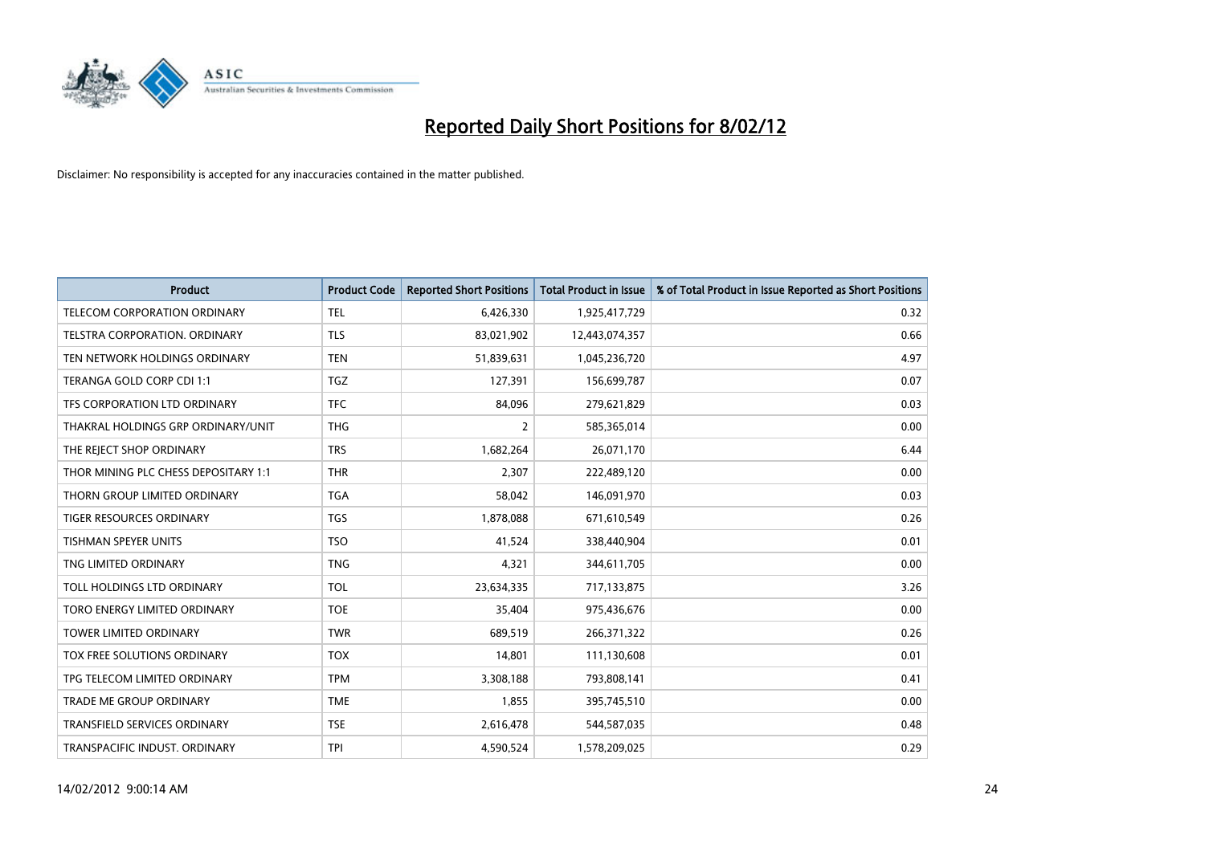# Reported Daily Short Positions for 8/02/12

Disclaimer: No responsibility is accepted for any inaccuracies contained in the matter published.

| Product | Product Code | Reported Short Positions | Total Product in Issue | % of Total Product in Issue Reported as Short Positions |
|---|---|---|---|---|
| TELECOM CORPORATION ORDINARY | TEL | 6,426,330 | 1,925,417,729 | 0.32 |
| TELSTRA CORPORATION. ORDINARY | TLS | 83,021,902 | 12,443,074,357 | 0.66 |
| TEN NETWORK HOLDINGS ORDINARY | TEN | 51,839,631 | 1,045,236,720 | 4.97 |
| TERANGA GOLD CORP CDI 1:1 | TGZ | 127,391 | 156,699,787 | 0.07 |
| TFS CORPORATION LTD ORDINARY | TFC | 84,096 | 279,621,829 | 0.03 |
| THAKRAL HOLDINGS GRP ORDINARY/UNIT | THG | 2 | 585,365,014 | 0.00 |
| THE REJECT SHOP ORDINARY | TRS | 1,682,264 | 26,071,170 | 6.44 |
| THOR MINING PLC CHESS DEPOSITARY 1:1 | THR | 2,307 | 222,489,120 | 0.00 |
| THORN GROUP LIMITED ORDINARY | TGA | 58,042 | 146,091,970 | 0.03 |
| TIGER RESOURCES ORDINARY | TGS | 1,878,088 | 671,610,549 | 0.26 |
| TISHMAN SPEYER UNITS | TSO | 41,524 | 338,440,904 | 0.01 |
| TNG LIMITED ORDINARY | TNG | 4,321 | 344,611,705 | 0.00 |
| TOLL HOLDINGS LTD ORDINARY | TOL | 23,634,335 | 717,133,875 | 3.26 |
| TORO ENERGY LIMITED ORDINARY | TOE | 35,404 | 975,436,676 | 0.00 |
| TOWER LIMITED ORDINARY | TWR | 689,519 | 266,371,322 | 0.26 |
| TOX FREE SOLUTIONS ORDINARY | TOX | 14,801 | 111,130,608 | 0.01 |
| TPG TELECOM LIMITED ORDINARY | TPM | 3,308,188 | 793,808,141 | 0.41 |
| TRADE ME GROUP ORDINARY | TME | 1,855 | 395,745,510 | 0.00 |
| TRANSFIELD SERVICES ORDINARY | TSE | 2,616,478 | 544,587,035 | 0.48 |
| TRANSPACIFIC INDUST. ORDINARY | TPI | 4,590,524 | 1,578,209,025 | 0.29 |

14/02/2012 9:00:14 AM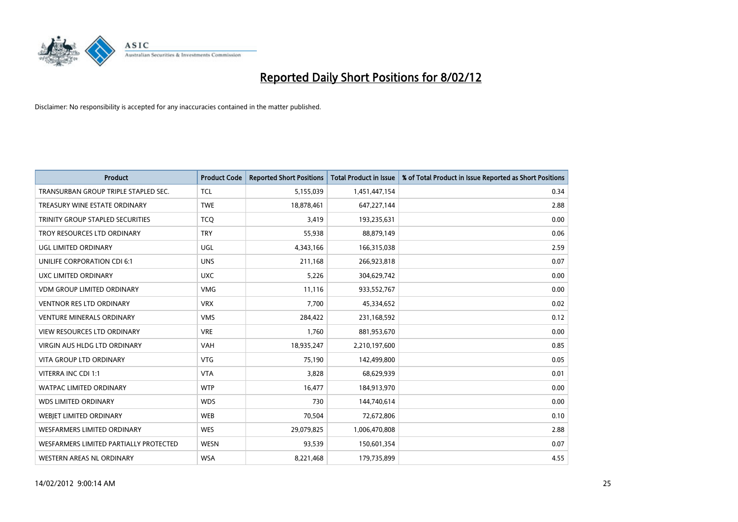# Reported Daily Short Positions for 8/02/12

Disclaimer: No responsibility is accepted for any inaccuracies contained in the matter published.

| Product | Product Code | Reported Short Positions | Total Product in Issue | % of Total Product in Issue Reported as Short Positions |
|---|---|---|---|---|
| TRANSURBAN GROUP TRIPLE STAPLED SEC. | TCL | 5,155,039 | 1,451,447,154 | 0.34 |
| TREASURY WINE ESTATE ORDINARY | TWE | 18,878,461 | 647,227,144 | 2.88 |
| TRINITY GROUP STAPLED SECURITIES | TCQ | 3,419 | 193,235,631 | 0.00 |
| TROY RESOURCES LTD ORDINARY | TRY | 55,938 | 88,879,149 | 0.06 |
| UGL LIMITED ORDINARY | UGL | 4,343,166 | 166,315,038 | 2.59 |
| UNILIFE CORPORATION CDI 6:1 | UNS | 211,168 | 266,923,818 | 0.07 |
| UXC LIMITED ORDINARY | UXC | 5,226 | 304,629,742 | 0.00 |
| VDM GROUP LIMITED ORDINARY | VMG | 11,116 | 933,552,767 | 0.00 |
| VENTNOR RES LTD ORDINARY | VRX | 7,700 | 45,334,652 | 0.02 |
| VENTURE MINERALS ORDINARY | VMS | 284,422 | 231,168,592 | 0.12 |
| VIEW RESOURCES LTD ORDINARY | VRE | 1,760 | 881,953,670 | 0.00 |
| VIRGIN AUS HLDG LTD ORDINARY | VAH | 18,935,247 | 2,210,197,600 | 0.85 |
| VITA GROUP LTD ORDINARY | VTG | 75,190 | 142,499,800 | 0.05 |
| VITERRA INC CDI 1:1 | VTA | 3,828 | 68,629,939 | 0.01 |
| WATPAC LIMITED ORDINARY | WTP | 16,477 | 184,913,970 | 0.00 |
| WDS LIMITED ORDINARY | WDS | 730 | 144,740,614 | 0.00 |
| WEBJET LIMITED ORDINARY | WEB | 70,504 | 72,672,806 | 0.10 |
| WESFARMERS LIMITED ORDINARY | WES | 29,079,825 | 1,006,470,808 | 2.88 |
| WESFARMERS LIMITED PARTIALLY PROTECTED | WESN | 93,539 | 150,601,354 | 0.07 |
| WESTERN AREAS NL ORDINARY | WSA | 8,221,468 | 179,735,899 | 4.55 |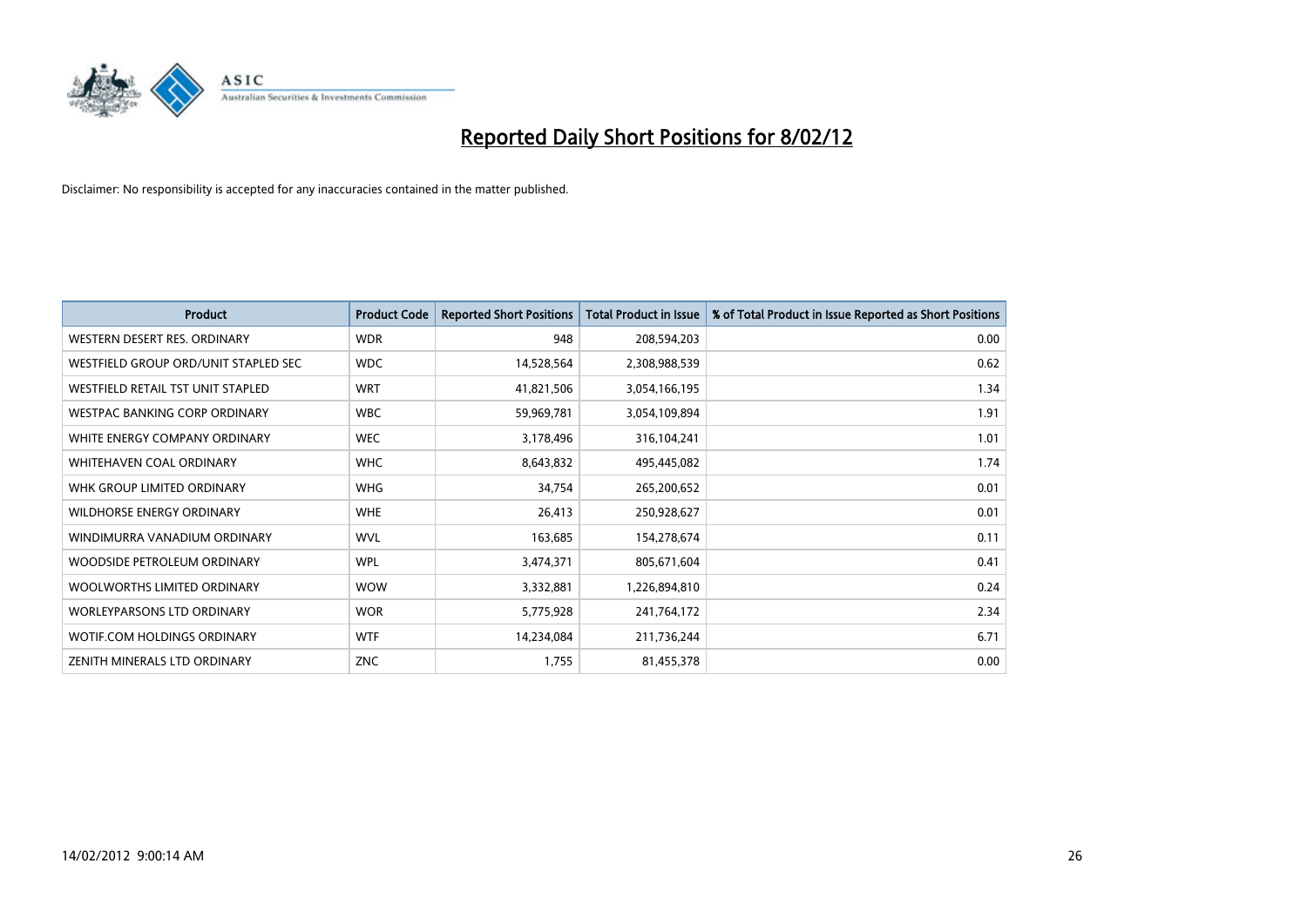# Reported Daily Short Positions for 8/02/12

Disclaimer: No responsibility is accepted for any inaccuracies contained in the matter published.

| Product | Product Code | Reported Short Positions | Total Product in Issue | % of Total Product in Issue Reported as Short Positions |
|---|---|---|---|---|
| WESTERN DESERT RES. ORDINARY | WDR | 948 | 208,594,203 | 0.00 |
| WESTFIELD GROUP ORD/UNIT STAPLED SEC | WDC | 14,528,564 | 2,308,988,539 | 0.62 |
| WESTFIELD RETAIL TST UNIT STAPLED | WRT | 41,821,506 | 3,054,166,195 | 1.34 |
| WESTPAC BANKING CORP ORDINARY | WBC | 59,969,781 | 3,054,109,894 | 1.91 |
| WHITE ENERGY COMPANY ORDINARY | WEC | 3,178,496 | 316,104,241 | 1.01 |
| WHITEHAVEN COAL ORDINARY | WHC | 8,643,832 | 495,445,082 | 1.74 |
| WHK GROUP LIMITED ORDINARY | WHG | 34,754 | 265,200,652 | 0.01 |
| WILDHORSE ENERGY ORDINARY | WHE | 26,413 | 250,928,627 | 0.01 |
| WINDIMURRA VANADIUM ORDINARY | WVL | 163,685 | 154,278,674 | 0.11 |
| WOODSIDE PETROLEUM ORDINARY | WPL | 3,474,371 | 805,671,604 | 0.41 |
| WOOLWORTHS LIMITED ORDINARY | WOW | 3,332,881 | 1,226,894,810 | 0.24 |
| WORLEYPARSONS LTD ORDINARY | WOR | 5,775,928 | 241,764,172 | 2.34 |
| WOTIF.COM HOLDINGS ORDINARY | WTF | 14,234,084 | 211,736,244 | 6.71 |
| ZENITH MINERALS LTD ORDINARY | ZNC | 1,755 | 81,455,378 | 0.00 |